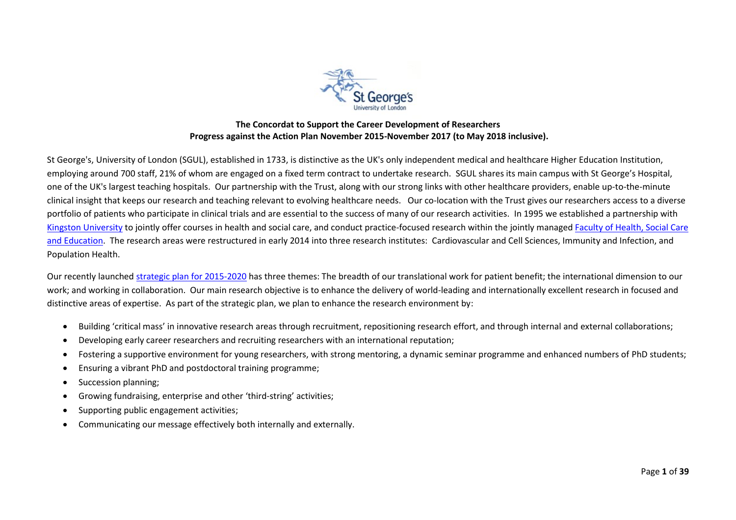**The Concordat to Support the Career Development of Researchers**
**Progress against the Action Plan November 2015-November 2017 (to May 2018 inclusive).**

St George's, University of London (SGUL), established in 1733, is distinctive as the UK's only independent medical and healthcare Higher Education Institution, employing around 700 staff, 21% of whom are engaged on a fixed term contract to undertake research. SGUL shares its main campus with St George's Hospital, one of the UK's largest teaching hospitals. Our partnership with the Trust, along with our strong links with other healthcare providers, enable up-to-the-minute clinical insight that keeps our research and teaching relevant to evolving healthcare needs. Our co-location with the Trust gives our researchers access to a diverse portfolio of patients who participate in clinical trials and are essential to the success of many of our research activities. In 1995 we established a partnership with Kingston University to jointly offer courses in health and social care, and conduct practice-focused research within the jointly managed Faculty of Health, Social Care and Education. The research areas were restructured in early 2014 into three research institutes: Cardiovascular and Cell Sciences, Immunity and Infection, and Population Health.

Our recently launched strategic plan for 2015-2020 has three themes: The breadth of our translational work for patient benefit; the international dimension to our work; and working in collaboration. Our main research objective is to enhance the delivery of world-leading and internationally excellent research in focused and distinctive areas of expertise. As part of the strategic plan, we plan to enhance the research environment by:

- Building 'critical mass' in innovative research areas through recruitment, repositioning research effort, and through internal and external collaborations;
- Developing early career researchers and recruiting researchers with an international reputation;
- Fostering a supportive environment for young researchers, with strong mentoring, a dynamic seminar programme and enhanced numbers of PhD students;
- Ensuring a vibrant PhD and postdoctoral training programme;
- Succession planning;
- Growing fundraising, enterprise and other 'third-string' activities;
- Supporting public engagement activities;
- Communicating our message effectively both internally and externally.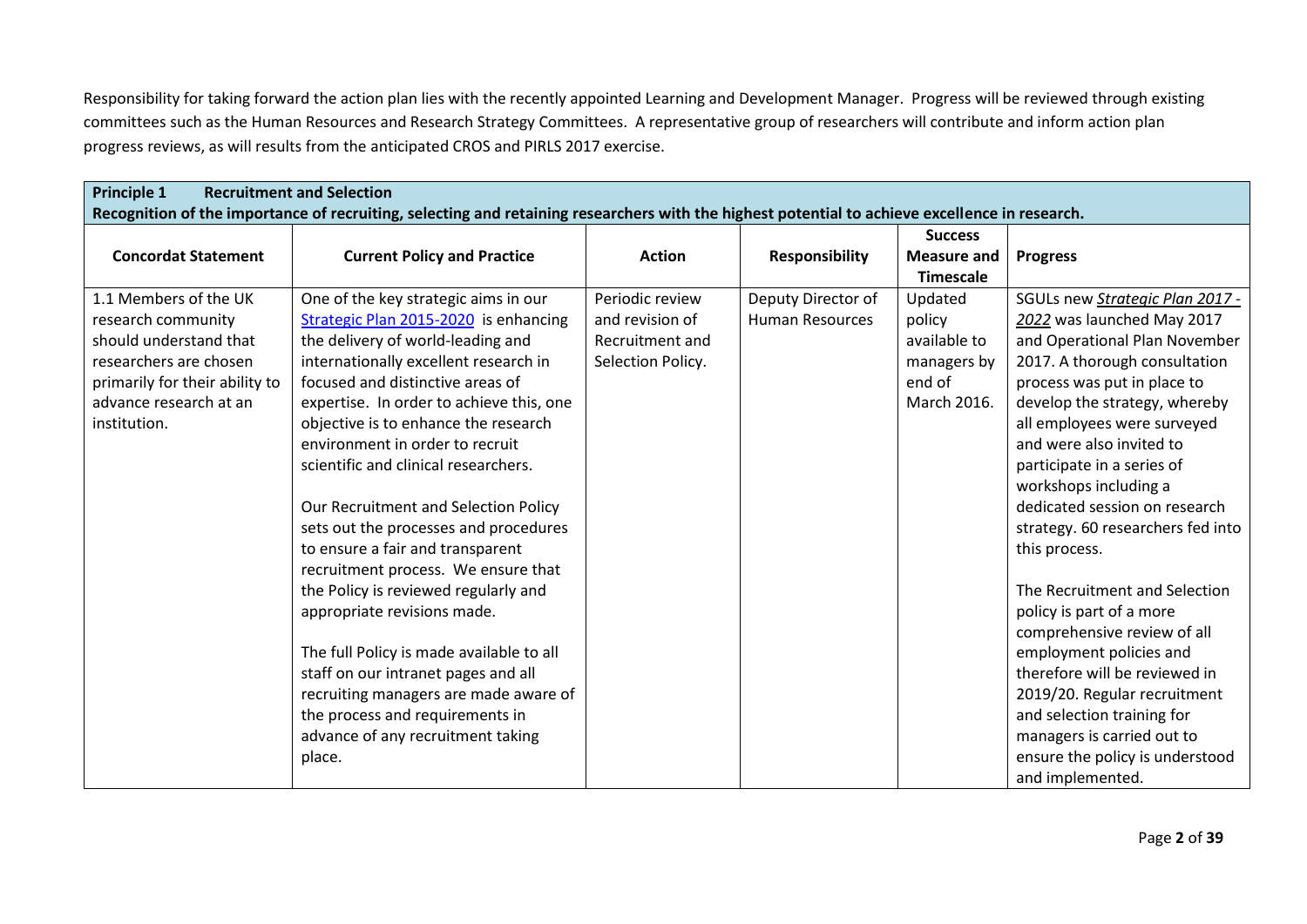Responsibility for taking forward the action plan lies with the recently appointed Learning and Development Manager. Progress will be reviewed through existing committees such as the Human Resources and Research Strategy Committees. A representative group of researchers will contribute and inform action plan progress reviews, as will results from the anticipated CROS and PIRLS 2017 exercise.

| **Principle 1 Recruitment and Selection**<br>**Recognition of the importance of recruiting, selecting and retaining researchers with the highest potential to achieve excellence in research.** | | | | | |
|---|---|---|---|---|---|
| **Concordat Statement** | **Current Policy and Practice** | **Action** | **Responsibility** | **Success Measure and Timescale** | **Progress** |
| 1.1 Members of the UK research community should understand that researchers are chosen primarily for their ability to advance research at an institution. | One of the key strategic aims in our Strategic Plan 2015-2020 is enhancing the delivery of world-leading and internationally excellent research in focused and distinctive areas of expertise. In order to achieve this, one objective is to enhance the research environment in order to recruit scientific and clinical researchers.<br><br>Our Recruitment and Selection Policy sets out the processes and procedures to ensure a fair and transparent recruitment process. We ensure that the Policy is reviewed regularly and appropriate revisions made.<br><br>The full Policy is made available to all staff on our intranet pages and all recruiting managers are made aware of the process and requirements in advance of any recruitment taking place. | Periodic review and revision of Recruitment and Selection Policy. | Deputy Director of Human Resources | Updated policy available to managers by end of March 2016. | SGULs new *Strategic Plan 2017 - 2022* was launched May 2017 and Operational Plan November 2017. A thorough consultation process was put in place to develop the strategy, whereby all employees were surveyed and were also invited to participate in a series of workshops including a dedicated session on research strategy. 60 researchers fed into this process.<br><br>The Recruitment and Selection policy is part of a more comprehensive review of all employment policies and therefore will be reviewed in 2019/20. Regular recruitment and selection training for managers is carried out to ensure the policy is understood and implemented. |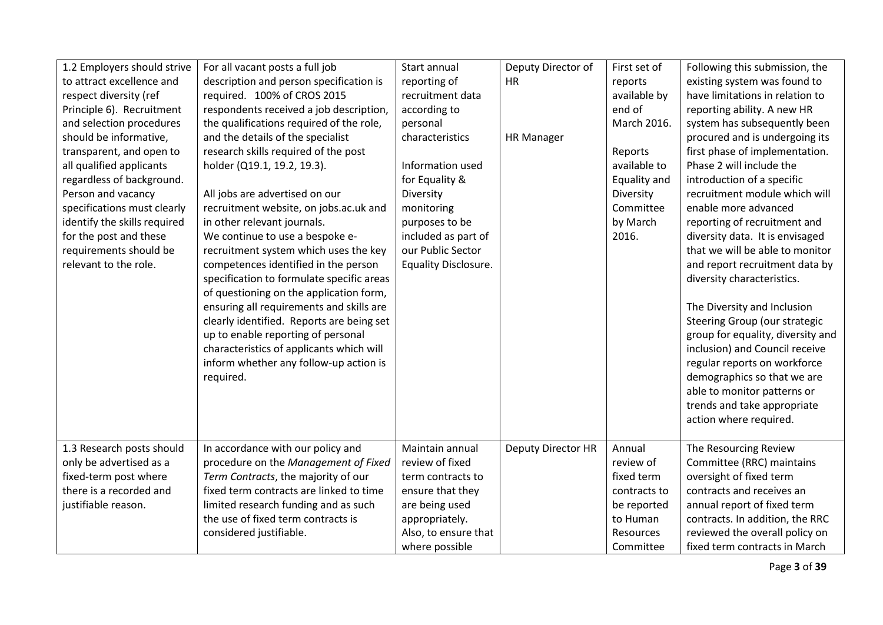| | | | | | |
|---|---|---|---|---|---|
| 1.2 Employers should strive to attract excellence and respect diversity (ref Principle 6). Recruitment and selection procedures should be informative, transparent, and open to all qualified applicants regardless of background. Person and vacancy specifications must clearly identify the skills required for the post and these requirements should be relevant to the role. | For all vacant posts a full job description and person specification is required. 100% of CROS 2015 respondents received a job description, the qualifications required of the role, and the details of the specialist research skills required of the post holder (Q19.1, 19.2, 19.3).<br><br>All jobs are advertised on our recruitment website, on jobs.ac.uk and in other relevant journals.<br>We continue to use a bespoke e-recruitment system which uses the key competences identified in the person specification to formulate specific areas of questioning on the application form, ensuring all requirements and skills are clearly identified. Reports are being set up to enable reporting of personal characteristics of applicants which will inform whether any follow-up action is required. | Start annual reporting of recruitment data according to personal characteristics<br><br>Information used for Equality & Diversity monitoring purposes to be included as part of our Public Sector Equality Disclosure. | Deputy Director of HR<br><br><br>HR Manager | First set of reports available by end of March 2016.<br><br>Reports available to Equality and Diversity Committee by March 2016. | Following this submission, the existing system was found to have limitations in relation to reporting ability. A new HR system has subsequently been procured and is undergoing its first phase of implementation. Phase 2 will include the introduction of a specific recruitment module which will enable more advanced reporting of recruitment and diversity data. It is envisaged that we will be able to monitor and report recruitment data by diversity characteristics.<br><br>The Diversity and Inclusion Steering Group (our strategic group for equality, diversity and inclusion) and Council receive regular reports on workforce demographics so that we are able to monitor patterns or trends and take appropriate action where required. |
| 1.3 Research posts should only be advertised as a fixed-term post where there is a recorded and justifiable reason. | In accordance with our policy and procedure on the *Management of Fixed Term Contracts*, the majority of our fixed term contracts are linked to time limited research funding and as such the use of fixed term contracts is considered justifiable. | Maintain annual review of fixed term contracts to ensure that they are being used appropriately. Also, to ensure that where possible | Deputy Director HR | Annual review of fixed term contracts to be reported to Human Resources Committee | The Resourcing Review Committee (RRC) maintains oversight of fixed term contracts and receives an annual report of fixed term contracts. In addition, the RRC reviewed the overall policy on fixed term contracts in March |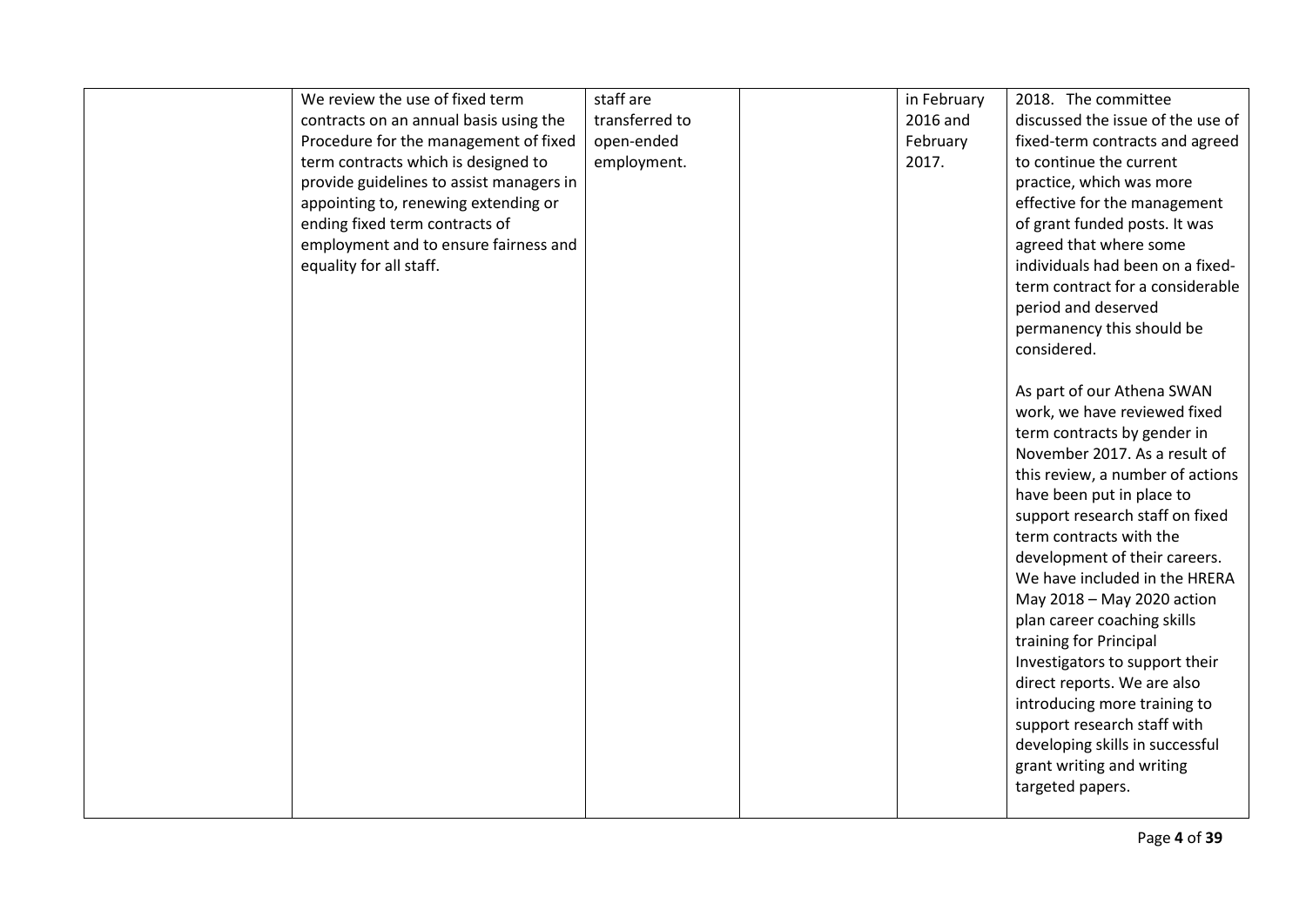| | | | | | |
|---|---|---|---|---|---|
| | We review the use of fixed term contracts on an annual basis using the Procedure for the management of fixed term contracts which is designed to provide guidelines to assist managers in appointing to, renewing extending or ending fixed term contracts of employment and to ensure fairness and equality for all staff. | staff are transferred to open-ended employment. | | in February 2016 and February 2017. | 2018. The committee discussed the issue of the use of fixed-term contracts and agreed to continue the current practice, which was more effective for the management of grant funded posts. It was agreed that where some individuals had been on a fixed-term contract for a considerable period and deserved permanency this should be considered.<br><br>As part of our Athena SWAN work, we have reviewed fixed term contracts by gender in November 2017. As a result of this review, a number of actions have been put in place to support research staff on fixed term contracts with the development of their careers. We have included in the HRERA May 2018 – May 2020 action plan career coaching skills training for Principal Investigators to support their direct reports. We are also introducing more training to support research staff with developing skills in successful grant writing and writing targeted papers. |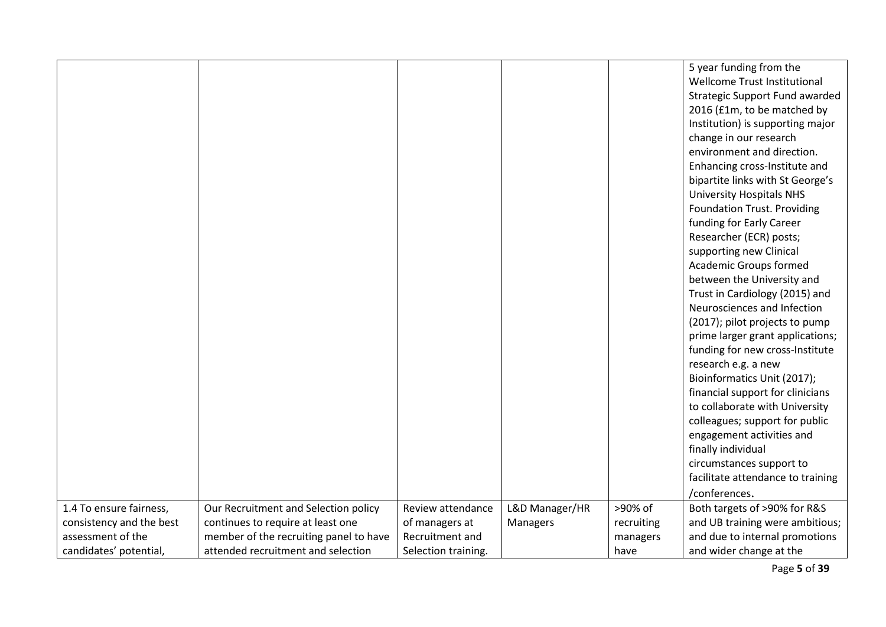| | | | | | |
|---|---|---|---|---|---|
| | | | | | 5 year funding from the Wellcome Trust Institutional Strategic Support Fund awarded 2016 (£1m, to be matched by Institution) is supporting major change in our research environment and direction. Enhancing cross-Institute and bipartite links with St George's University Hospitals NHS Foundation Trust. Providing funding for Early Career Researcher (ECR) posts; supporting new Clinical Academic Groups formed between the University and Trust in Cardiology (2015) and Neurosciences and Infection (2017); pilot projects to pump prime larger grant applications; funding for new cross-Institute research e.g. a new Bioinformatics Unit (2017); financial support for clinicians to collaborate with University colleagues; support for public engagement activities and finally individual circumstances support to facilitate attendance to training /conferences**.** |
| 1.4 To ensure fairness, consistency and the best assessment of the candidates' potential, | Our Recruitment and Selection policy continues to require at least one member of the recruiting panel to have attended recruitment and selection | Review attendance of managers at Recruitment and Selection training. | L&D Manager/HR Managers | >90% of recruiting managers have | Both targets of >90% for R&S and UB training were ambitious; and due to internal promotions and wider change at the |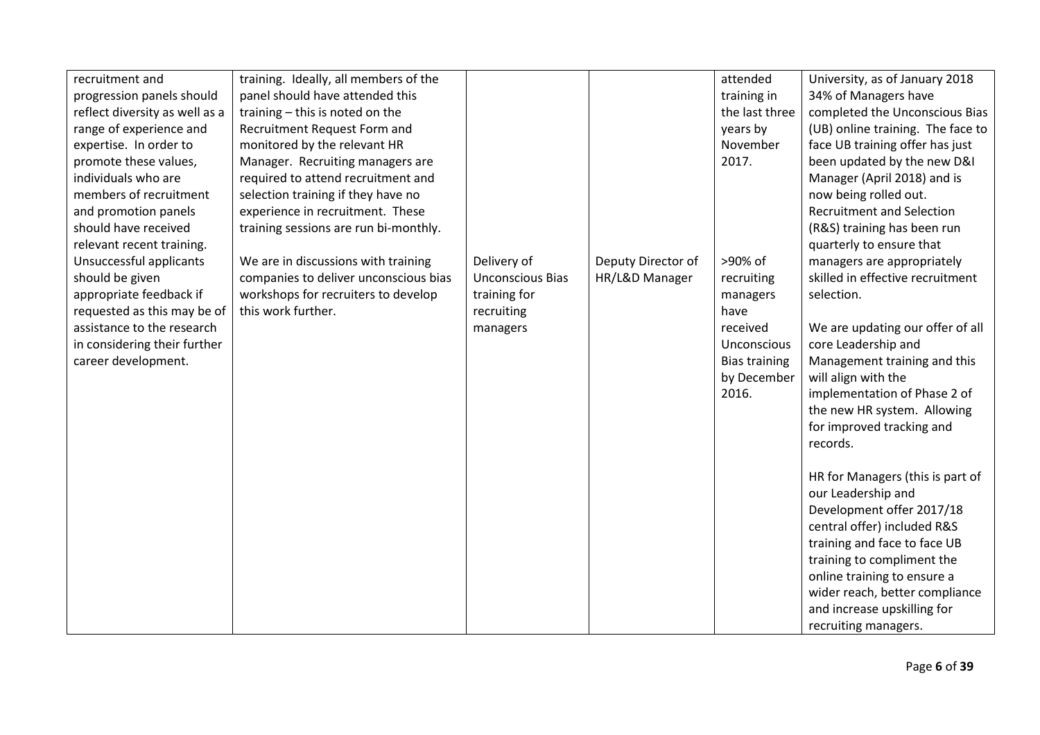| | | | | | |
|---|---|---|---|---|---|
| recruitment and progression panels should reflect diversity as well as a range of experience and expertise. In order to promote these values, individuals who are members of recruitment and promotion panels should have received relevant recent training. Unsuccessful applicants should be given appropriate feedback if requested as this may be of assistance to the research in considering their further career development. | training. Ideally, all members of the panel should have attended this training – this is noted on the Recruitment Request Form and monitored by the relevant HR Manager. Recruiting managers are required to attend recruitment and selection training if they have no experience in recruitment. These training sessions are run bi-monthly. | | | attended training in the last three years by November 2017. | University, as of January 2018 34% of Managers have completed the Unconscious Bias (UB) online training. The face to face UB training offer has just been updated by the new D&I Manager (April 2018) and is now being rolled out. Recruitment and Selection (R&S) training has been run quarterly to ensure that managers are appropriately skilled in effective recruitment selection. |
| | We are in discussions with training companies to deliver unconscious bias workshops for recruiters to develop this work further. | Delivery of Unconscious Bias training for recruiting managers | Deputy Director of HR/L&D Manager | >90% of recruiting managers have received Unconscious Bias training by December 2016. | We are updating our offer of all core Leadership and Management training and this will align with the implementation of Phase 2 of the new HR system. Allowing for improved tracking and records.<br><br>HR for Managers (this is part of our Leadership and Development offer 2017/18 central offer) included R&S training and face to face UB training to compliment the online training to ensure a wider reach, better compliance and increase upskilling for recruiting managers. |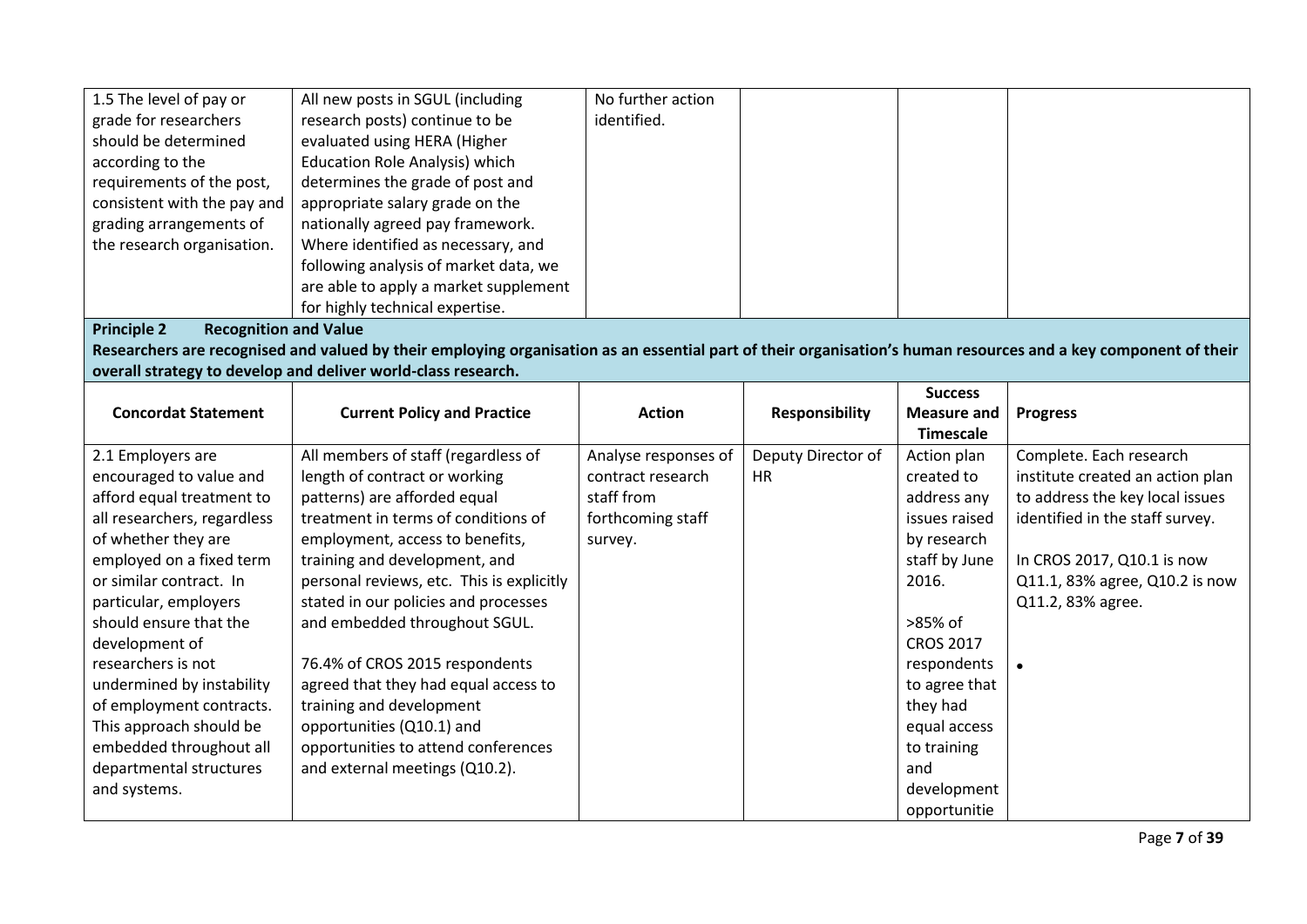| | | | | | |
|---|---|---|---|---|---|
| 1.5 The level of pay or grade for researchers should be determined according to the requirements of the post, consistent with the pay and grading arrangements of the research organisation. | All new posts in SGUL (including research posts) continue to be evaluated using HERA (Higher Education Role Analysis) which determines the grade of post and appropriate salary grade on the nationally agreed pay framework. Where identified as necessary, and following analysis of market data, we are able to apply a market supplement for highly technical expertise. | No further action identified. | | | |

**Principle 2 Recognition and Value**

**Researchers are recognised and valued by their employing organisation as an essential part of their organisation's human resources and a key component of their overall strategy to develop and deliver world-class research.**

| Concordat Statement | Current Policy and Practice | Action | Responsibility | Success Measure and Timescale | Progress |
|---|---|---|---|---|---|
| 2.1 Employers are encouraged to value and afford equal treatment to all researchers, regardless of whether they are employed on a fixed term or similar contract. In particular, employers should ensure that the development of researchers is not undermined by instability of employment contracts. This approach should be embedded throughout all departmental structures and systems. | All members of staff (regardless of length of contract or working patterns) are afforded equal treatment in terms of conditions of employment, access to benefits, training and development, and personal reviews, etc. This is explicitly stated in our policies and processes and embedded throughout SGUL.<br><br>76.4% of CROS 2015 respondents agreed that they had equal access to training and development opportunities (Q10.1) and opportunities to attend conferences and external meetings (Q10.2). | Analyse responses of contract research staff from forthcoming staff survey. | Deputy Director of HR | Action plan created to address any issues raised by research staff by June 2016.<br><br>>85% of CROS 2017 respondents to agree that they had equal access to training and development opportunitie | Complete. Each research institute created an action plan to address the key local issues identified in the staff survey.<br><br>In CROS 2017, Q10.1 is now Q11.1, 83% agree, Q10.2 is now Q11.2, 83% agree.<br><br>• |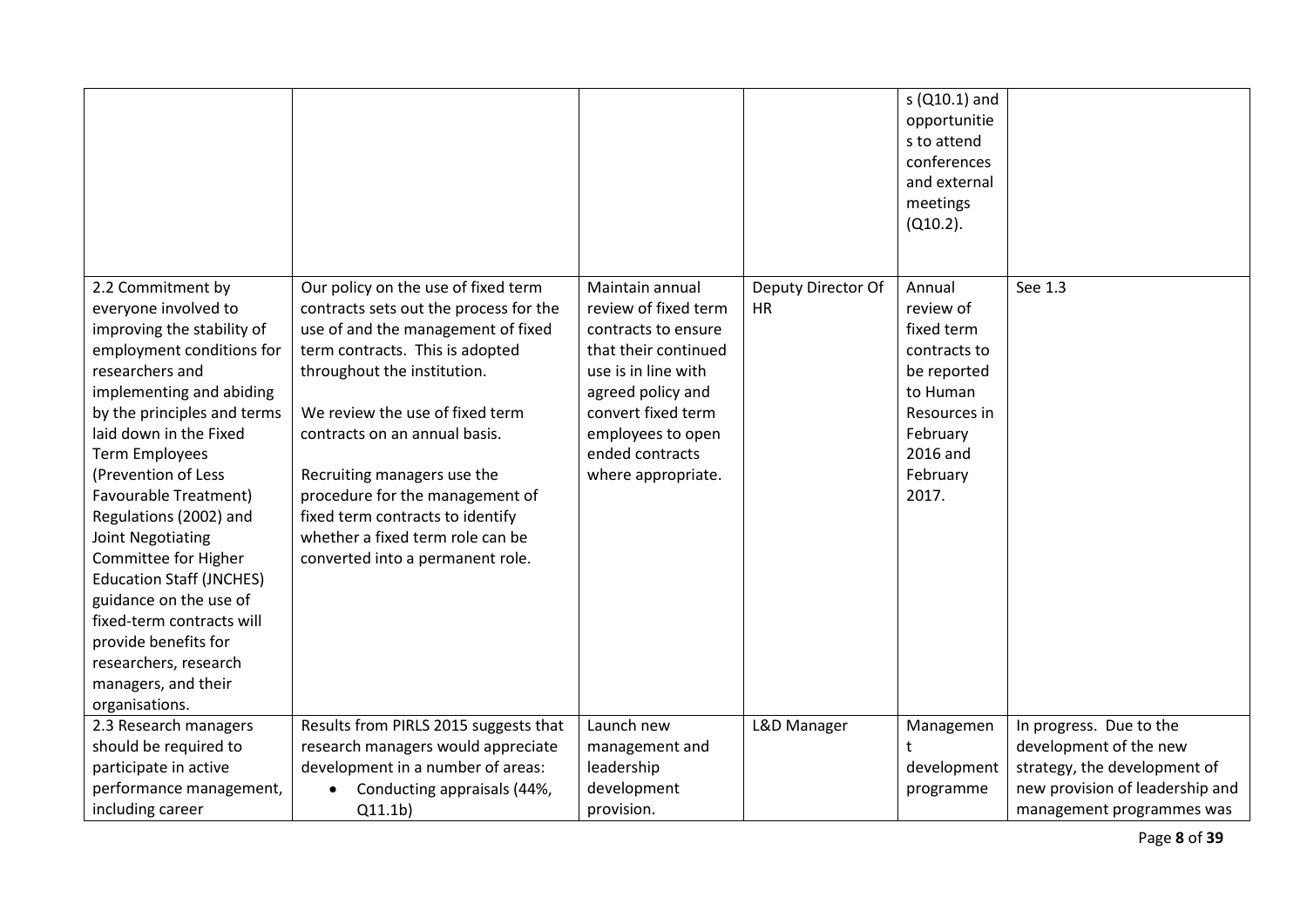| | | | | s (Q10.1) and opportunities to attend conferences and external meetings (Q10.2). | |
|---|---|---|---|---|---|
| 2.2 Commitment by everyone involved to improving the stability of employment conditions for researchers and implementing and abiding by the principles and terms laid down in the Fixed Term Employees (Prevention of Less Favourable Treatment) Regulations (2002) and Joint Negotiating Committee for Higher Education Staff (JNCHES) guidance on the use of fixed-term contracts will provide benefits for researchers, research managers, and their organisations. | Our policy on the use of fixed term contracts sets out the process for the use of and the management of fixed term contracts. This is adopted throughout the institution.<br><br>We review the use of fixed term contracts on an annual basis.<br><br>Recruiting managers use the procedure for the management of fixed term contracts to identify whether a fixed term role can be converted into a permanent role. | Maintain annual review of fixed term contracts to ensure that their continued use is in line with agreed policy and convert fixed term employees to open ended contracts where appropriate. | Deputy Director Of HR | Annual review of fixed term contracts to be reported to Human Resources in February 2016 and February 2017. | See 1.3 |
| 2.3 Research managers should be required to participate in active performance management, including career | Results from PIRLS 2015 suggests that research managers would appreciate development in a number of areas:<br>• Conducting appraisals (44%, Q11.1b) | Launch new management and leadership development provision. | L&D Manager | Management development programme | In progress. Due to the development of the new strategy, the development of new provision of leadership and management programmes was |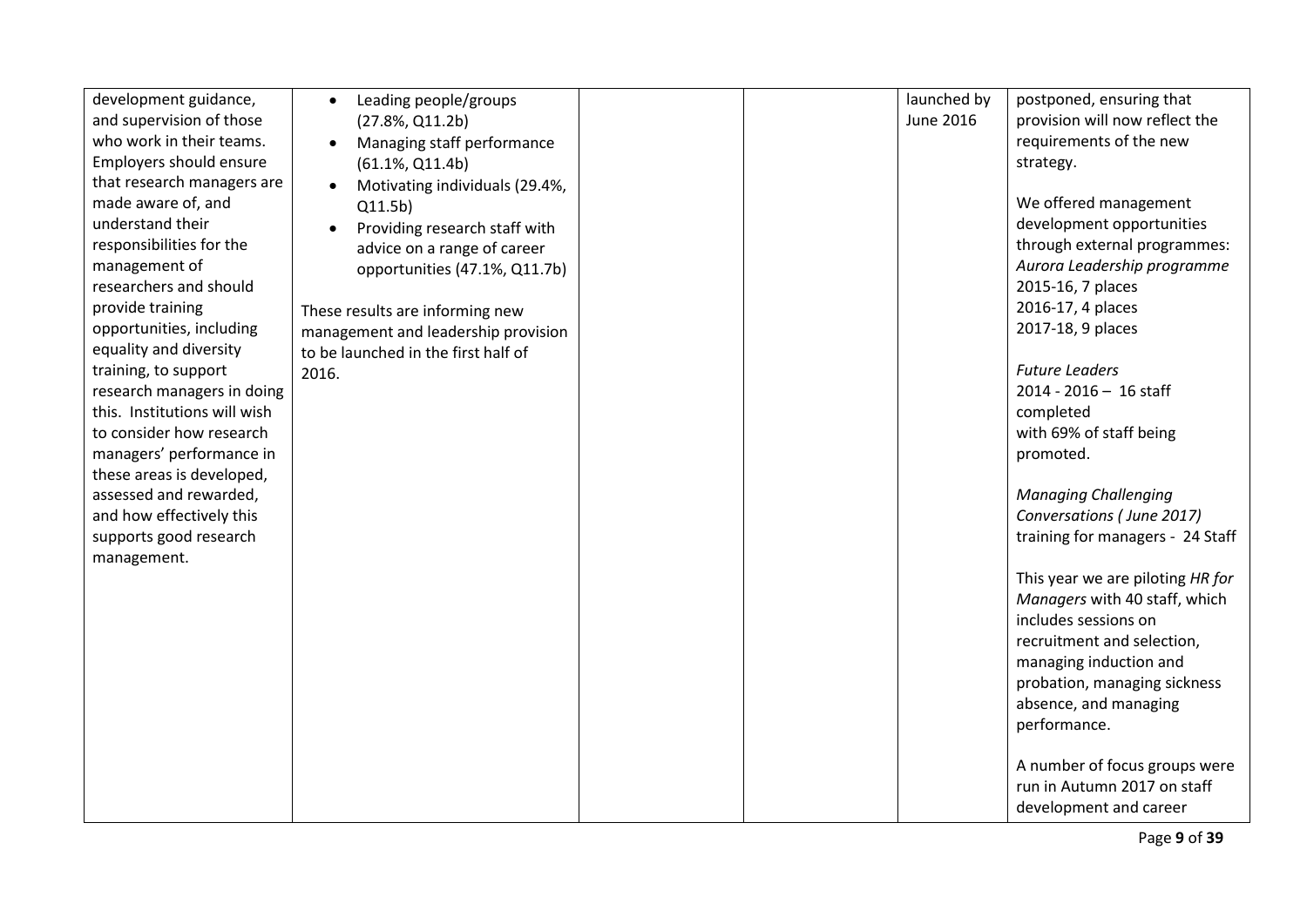| | | | | | |
|---|---|---|---|---|---|
| development guidance, and supervision of those who work in their teams. Employers should ensure that research managers are made aware of, and understand their responsibilities for the management of researchers and should provide training opportunities, including equality and diversity training, to support research managers in doing this. Institutions will wish to consider how research managers' performance in these areas is developed, assessed and rewarded, and how effectively this supports good research management. | • Leading people/groups (27.8%, Q11.2b)<br>• Managing staff performance (61.1%, Q11.4b)<br>• Motivating individuals (29.4%, Q11.5b)<br>• Providing research staff with advice on a range of career opportunities (47.1%, Q11.7b)<br><br>These results are informing new management and leadership provision to be launched in the first half of 2016. | | | launched by June 2016 | postponed, ensuring that provision will now reflect the requirements of the new strategy.<br><br>We offered management development opportunities through external programmes:<br>*Aurora Leadership programme*<br>2015-16, 7 places<br>2016-17, 4 places<br>2017-18, 9 places<br><br>*Future Leaders*<br>2014 - 2016 – 16 staff completed with 69% of staff being promoted.<br><br>*Managing Challenging Conversations ( June 2017)* training for managers - 24 Staff<br><br>This year we are piloting *HR for Managers* with 40 staff, which includes sessions on recruitment and selection, managing induction and probation, managing sickness absence, and managing performance.<br><br>A number of focus groups were run in Autumn 2017 on staff development and career |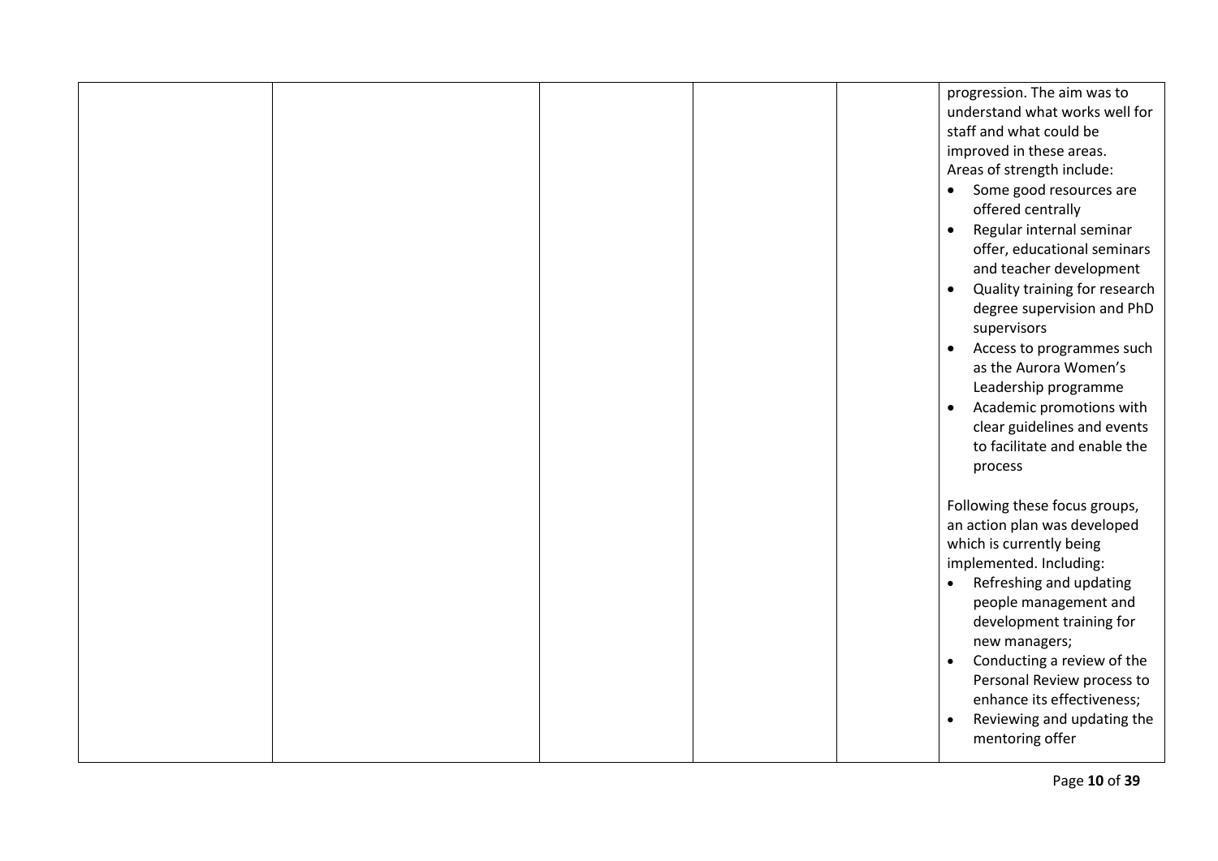|  |  |  |  |  | progression. The aim was to understand what works well for staff and what could be improved in these areas.<br>Areas of strength include:<br>• Some good resources are offered centrally<br>• Regular internal seminar offer, educational seminars and teacher development<br>• Quality training for research degree supervision and PhD supervisors<br>• Access to programmes such as the Aurora Women's Leadership programme<br>• Academic promotions with clear guidelines and events to facilitate and enable the process<br><br>Following these focus groups, an action plan was developed which is currently being implemented. Including:<br>• Refreshing and updating people management and development training for new managers;<br>• Conducting a review of the Personal Review process to enhance its effectiveness;<br>• Reviewing and updating the mentoring offer |
|---|---|---|---|---|---|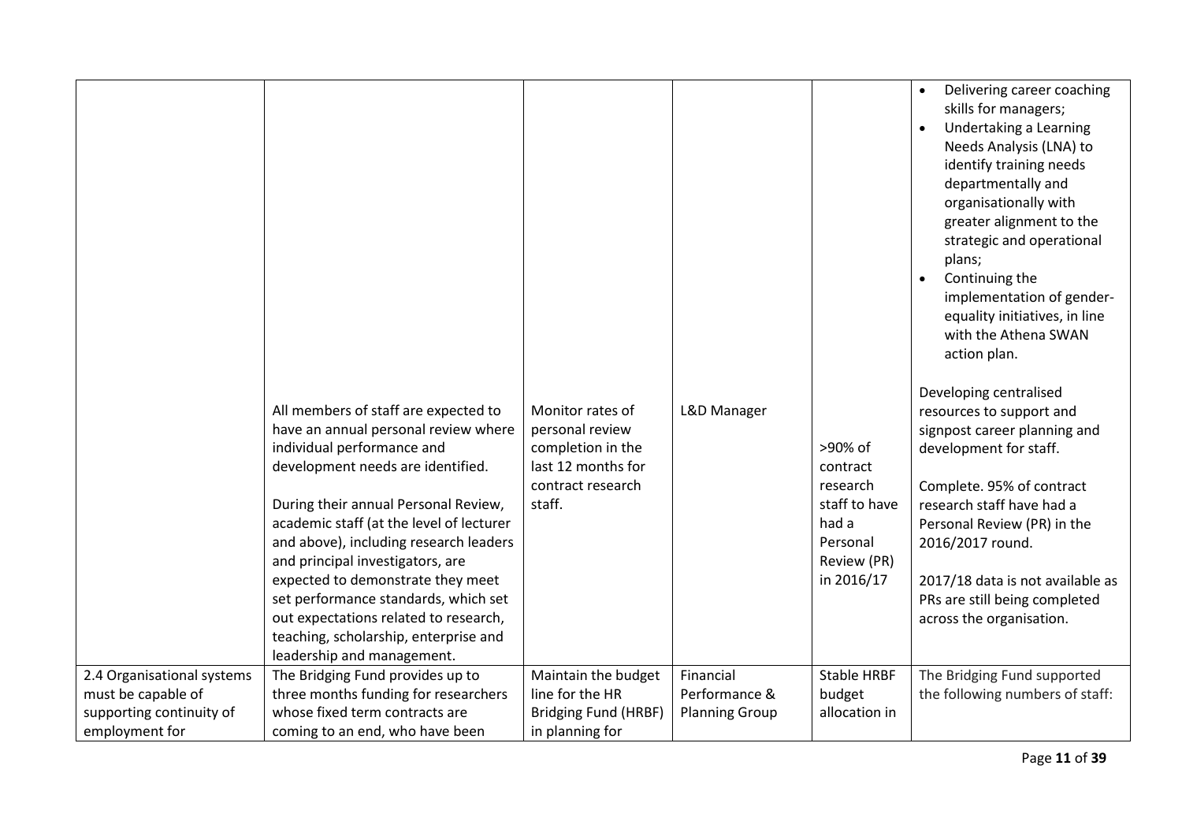| | | | | | |
|---|---|---|---|---|---|
| | | | | | • Delivering career coaching skills for managers;<br>• Undertaking a Learning Needs Analysis (LNA) to identify training needs departmentally and organisationally with greater alignment to the strategic and operational plans;<br>• Continuing the implementation of gender-equality initiatives, in line with the Athena SWAN action plan.<br><br>Developing centralised resources to support and signpost career planning and development for staff. |
| | All members of staff are expected to have an annual personal review where individual performance and development needs are identified.<br><br>During their annual Personal Review, academic staff (at the level of lecturer and above), including research leaders and principal investigators, are expected to demonstrate they meet set performance standards, which set out expectations related to research, teaching, scholarship, enterprise and leadership and management. | Monitor rates of personal review completion in the last 12 months for contract research staff. | L&D Manager | >90% of contract research staff to have had a Personal Review (PR) in 2016/17 | Complete. 95% of contract research staff have had a Personal Review (PR) in the 2016/2017 round.<br><br>2017/18 data is not available as PRs are still being completed across the organisation. |
| 2.4 Organisational systems must be capable of supporting continuity of employment for | The Bridging Fund provides up to three months funding for researchers whose fixed term contracts are coming to an end, who have been | Maintain the budget line for the HR Bridging Fund (HRBF) in planning for | Financial Performance & Planning Group | Stable HRBF budget allocation in | The Bridging Fund supported the following numbers of staff: |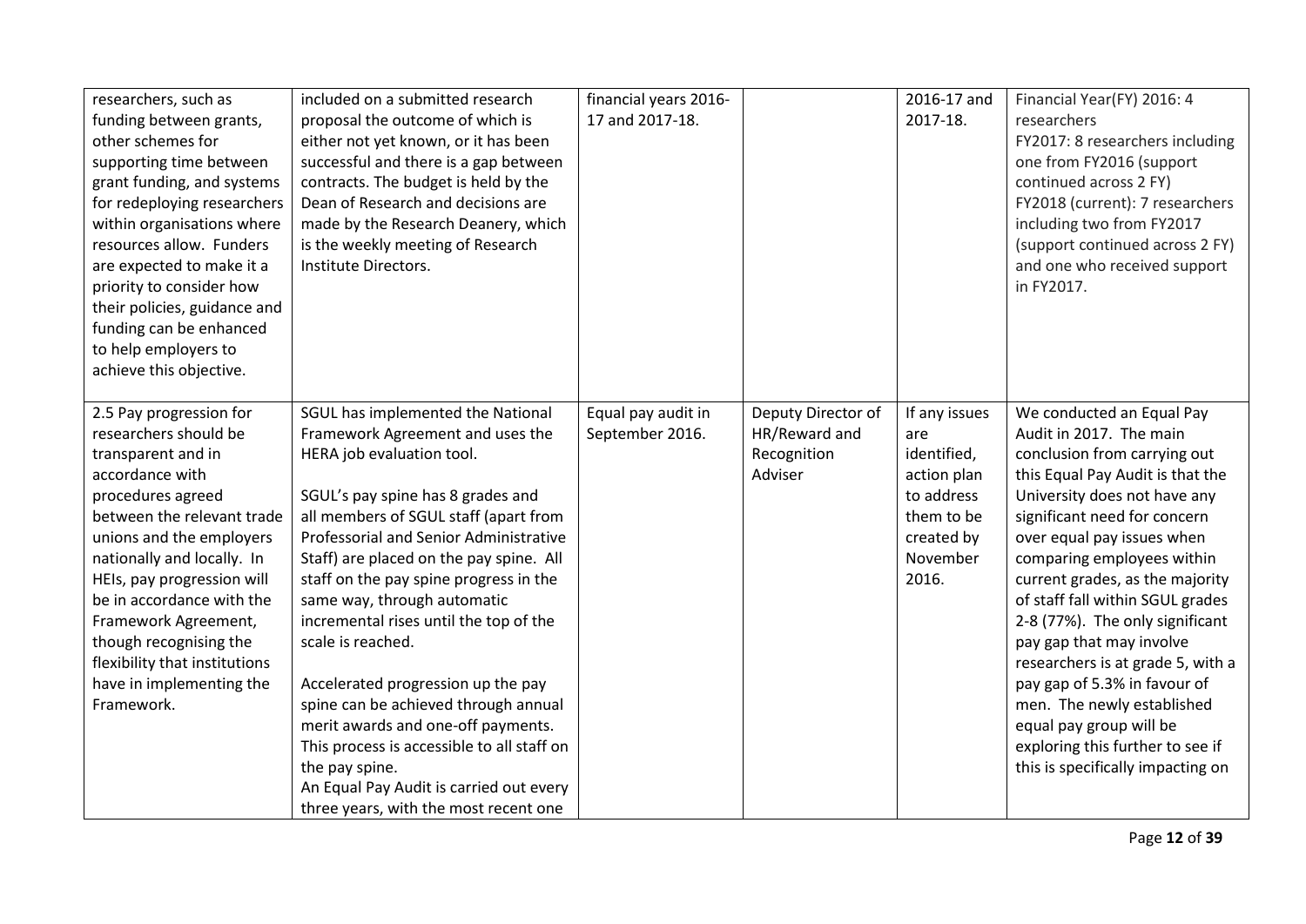| | | | | | |
|---|---|---|---|---|---|
| researchers, such as funding between grants, other schemes for supporting time between grant funding, and systems for redeploying researchers within organisations where resources allow. Funders are expected to make it a priority to consider how their policies, guidance and funding can be enhanced to help employers to achieve this objective. | included on a submitted research proposal the outcome of which is either not yet known, or it has been successful and there is a gap between contracts. The budget is held by the Dean of Research and decisions are made by the Research Deanery, which is the weekly meeting of Research Institute Directors. | financial years 2016-17 and 2017-18. | | 2016-17 and 2017-18. | Financial Year(FY) 2016: 4 researchers<br>FY2017: 8 researchers including one from FY2016 (support continued across 2 FY)<br>FY2018 (current): 7 researchers including two from FY2017 (support continued across 2 FY) and one who received support in FY2017. |
| 2.5 Pay progression for researchers should be transparent and in accordance with procedures agreed between the relevant trade unions and the employers nationally and locally. In HEIs, pay progression will be in accordance with the Framework Agreement, though recognising the flexibility that institutions have in implementing the Framework. | SGUL has implemented the National Framework Agreement and uses the HERA job evaluation tool.<br><br>SGUL's pay spine has 8 grades and all members of SGUL staff (apart from Professorial and Senior Administrative Staff) are placed on the pay spine. All staff on the pay spine progress in the same way, through automatic incremental rises until the top of the scale is reached.<br><br>Accelerated progression up the pay spine can be achieved through annual merit awards and one-off payments. This process is accessible to all staff on the pay spine.<br>An Equal Pay Audit is carried out every three years, with the most recent one | Equal pay audit in September 2016. | Deputy Director of HR/Reward and Recognition Adviser | If any issues are identified, action plan to address them to be created by November 2016. | We conducted an Equal Pay Audit in 2017. The main conclusion from carrying out this Equal Pay Audit is that the University does not have any significant need for concern over equal pay issues when comparing employees within current grades, as the majority of staff fall within SGUL grades 2-8 (77%). The only significant pay gap that may involve researchers is at grade 5, with a pay gap of 5.3% in favour of men. The newly established equal pay group will be exploring this further to see if this is specifically impacting on |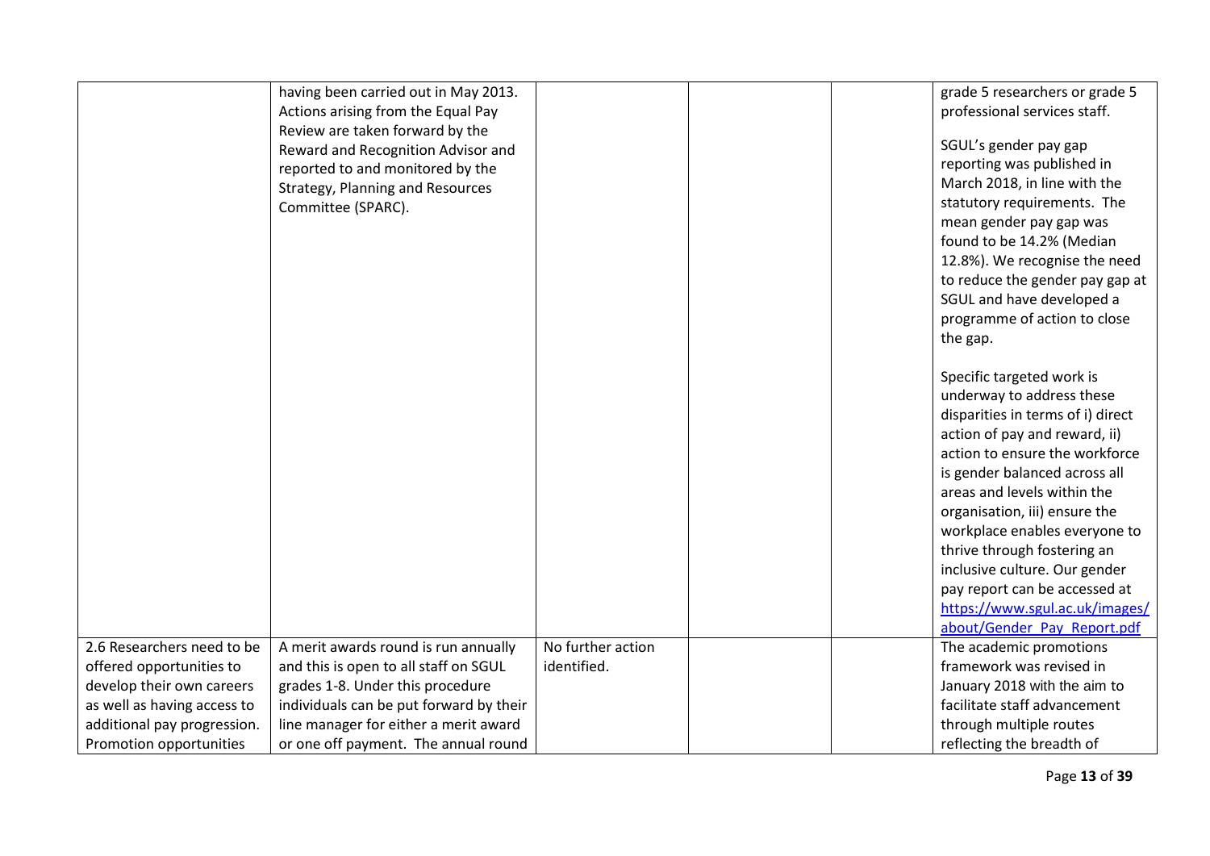| | | | | | |
|---|---|---|---|---|---|
| | having been carried out in May 2013. Actions arising from the Equal Pay Review are taken forward by the Reward and Recognition Advisor and reported to and monitored by the Strategy, Planning and Resources Committee (SPARC). | | | | grade 5 researchers or grade 5 professional services staff.<br><br>SGUL's gender pay gap reporting was published in March 2018, in line with the statutory requirements. The mean gender pay gap was found to be 14.2% (Median 12.8%). We recognise the need to reduce the gender pay gap at SGUL and have developed a programme of action to close the gap.<br><br>Specific targeted work is underway to address these disparities in terms of i) direct action of pay and reward, ii) action to ensure the workforce is gender balanced across all areas and levels within the organisation, iii) ensure the workplace enables everyone to thrive through fostering an inclusive culture. Our gender pay report can be accessed at [https://www.sgul.ac.uk/images/about/Gender_Pay_Report.pdf](https://www.sgul.ac.uk/images/about/Gender_Pay_Report.pdf) |
| 2.6 Researchers need to be offered opportunities to develop their own careers as well as having access to additional pay progression. Promotion opportunities | A merit awards round is run annually and this is open to all staff on SGUL grades 1-8. Under this procedure individuals can be put forward by their line manager for either a merit award or one off payment. The annual round | No further action identified. | | | The academic promotions framework was revised in January 2018 with the aim to facilitate staff advancement through multiple routes reflecting the breadth of |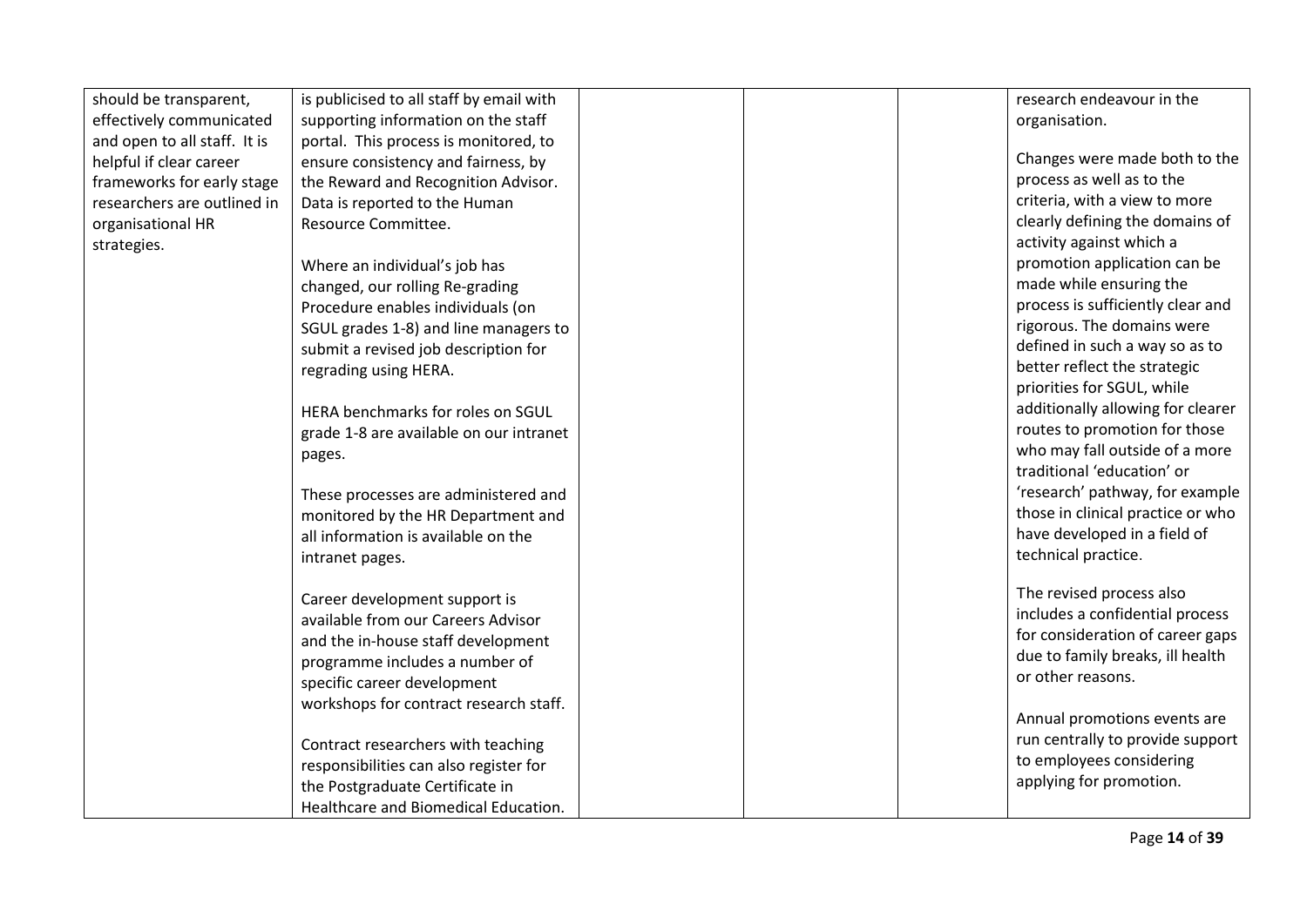| | | | | | |
|---|---|---|---|---|---|
| should be transparent, effectively communicated and open to all staff. It is helpful if clear career frameworks for early stage researchers are outlined in organisational HR strategies. | is publicised to all staff by email with supporting information on the staff portal. This process is monitored, to ensure consistency and fairness, by the Reward and Recognition Advisor. Data is reported to the Human Resource Committee.<br><br>Where an individual's job has changed, our rolling Re-grading Procedure enables individuals (on SGUL grades 1-8) and line managers to submit a revised job description for regrading using HERA.<br><br>HERA benchmarks for roles on SGUL grade 1-8 are available on our intranet pages.<br><br>These processes are administered and monitored by the HR Department and all information is available on the intranet pages.<br><br>Career development support is available from our Careers Advisor and the in-house staff development programme includes a number of specific career development workshops for contract research staff.<br><br>Contract researchers with teaching responsibilities can also register for the Postgraduate Certificate in Healthcare and Biomedical Education. | | | | research endeavour in the organisation.<br><br>Changes were made both to the process as well as to the criteria, with a view to more clearly defining the domains of activity against which a promotion application can be made while ensuring the process is sufficiently clear and rigorous. The domains were defined in such a way so as to better reflect the strategic priorities for SGUL, while additionally allowing for clearer routes to promotion for those who may fall outside of a more traditional 'education' or 'research' pathway, for example those in clinical practice or who have developed in a field of technical practice.<br><br>The revised process also includes a confidential process for consideration of career gaps due to family breaks, ill health or other reasons.<br><br>Annual promotions events are run centrally to provide support to employees considering applying for promotion. |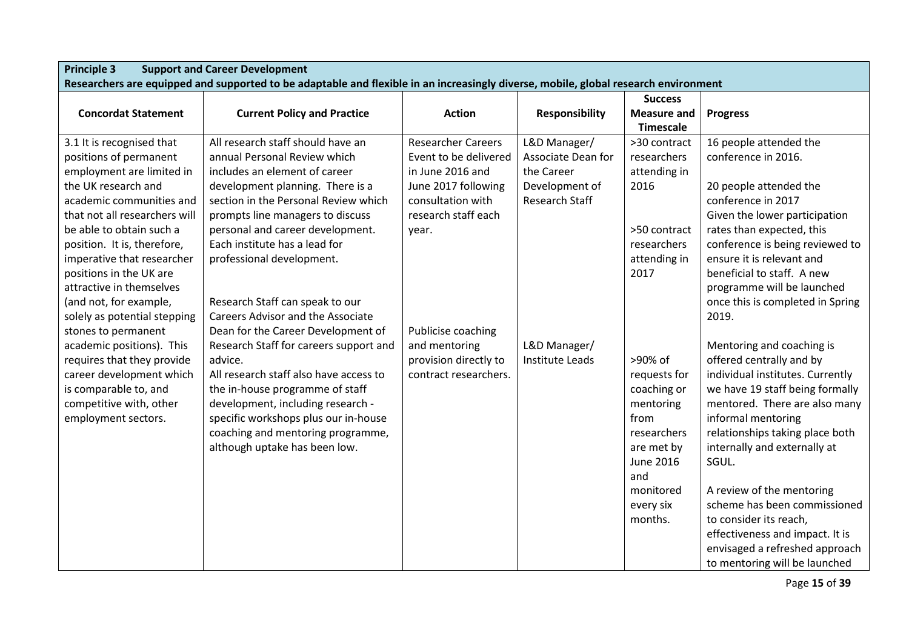**Principle 3 Support and Career Development**

**Researchers are equipped and supported to be adaptable and flexible in an increasingly diverse, mobile, global research environment**

| Concordat Statement | Current Policy and Practice | Action | Responsibility | Success Measure and Timescale | Progress |
|---|---|---|---|---|---|
| 3.1 It is recognised that positions of permanent employment are limited in the UK research and academic communities and that not all researchers will be able to obtain such a position. It is, therefore, imperative that researcher positions in the UK are attractive in themselves (and not, for example, solely as potential stepping stones to permanent academic positions). This requires that they provide career development which is comparable to, and competitive with, other employment sectors. | All research staff should have an annual Personal Review which includes an element of career development planning. There is a section in the Personal Review which prompts line managers to discuss personal and career development. Each institute has a lead for professional development.<br><br>Research Staff can speak to our Careers Advisor and the Associate Dean for the Career Development of Research Staff for careers support and advice.<br>All research staff also have access to the in-house programme of staff development, including research - specific workshops plus our in-house coaching and mentoring programme, although uptake has been low. | Researcher Careers Event to be delivered in June 2016 and June 2017 following consultation with research staff each year.<br><br>Publicise coaching and mentoring provision directly to contract researchers. | L&D Manager/ Associate Dean for the Career Development of Research Staff<br><br>L&D Manager/ Institute Leads | >30 contract researchers attending in 2016<br><br>>50 contract researchers attending in 2017<br><br>>90% of requests for coaching or mentoring from researchers are met by June 2016 and monitored every six months. | 16 people attended the conference in 2016.<br><br>20 people attended the conference in 2017<br>Given the lower participation rates than expected, this conference is being reviewed to ensure it is relevant and beneficial to staff. A new programme will be launched once this is completed in Spring 2019.<br><br>Mentoring and coaching is offered centrally and by individual institutes. Currently we have 19 staff being formally mentored. There are also many informal mentoring relationships taking place both internally and externally at SGUL.<br><br>A review of the mentoring scheme has been commissioned to consider its reach, effectiveness and impact. It is envisaged a refreshed approach to mentoring will be launched |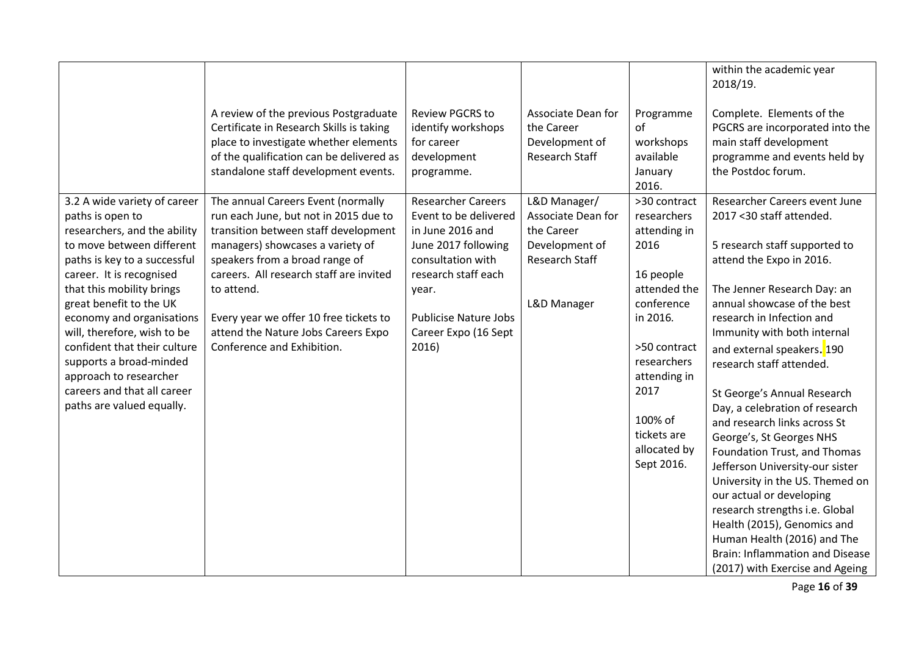| | | | | | |
|---|---|---|---|---|---|
| | | | | | within the academic year 2018/19. |
| | A review of the previous Postgraduate Certificate in Research Skills is taking place to investigate whether elements of the qualification can be delivered as standalone staff development events. | Review PGCRS to identify workshops for career development programme. | Associate Dean for the Career Development of Research Staff | Programme of workshops available January 2016. | Complete. Elements of the PGCRS are incorporated into the main staff development programme and events held by the Postdoc forum. |
| 3.2 A wide variety of career paths is open to researchers, and the ability to move between different paths is key to a successful career. It is recognised that this mobility brings great benefit to the UK economy and organisations will, therefore, wish to be confident that their culture supports a broad-minded approach to researcher careers and that all career paths are valued equally. | The annual Careers Event (normally run each June, but not in 2015 due to transition between staff development managers) showcases a variety of speakers from a broad range of careers. All research staff are invited to attend.<br><br>Every year we offer 10 free tickets to attend the Nature Jobs Careers Expo Conference and Exhibition. | Researcher Careers Event to be delivered in June 2016 and June 2017 following consultation with research staff each year.<br><br>Publicise Nature Jobs Career Expo (16 Sept 2016) | L&D Manager/ Associate Dean for the Career Development of Research Staff<br><br>L&D Manager | >30 contract researchers attending in 2016<br><br>16 people attended the conference in 2016.<br><br>>50 contract researchers attending in 2017<br><br>100% of tickets are allocated by Sept 2016. | Researcher Careers event June 2017 <30 staff attended.<br><br>5 research staff supported to attend the Expo in 2016.<br><br>The Jenner Research Day: an annual showcase of the best research in Infection and Immunity with both internal and external speakers. 190 research staff attended.<br><br>St George's Annual Research Day, a celebration of research and research links across St George's, St Georges NHS Foundation Trust, and Thomas Jefferson University-our sister University in the US. Themed on our actual or developing research strengths i.e. Global Health (2015), Genomics and Human Health (2016) and The Brain: Inflammation and Disease (2017) with Exercise and Ageing |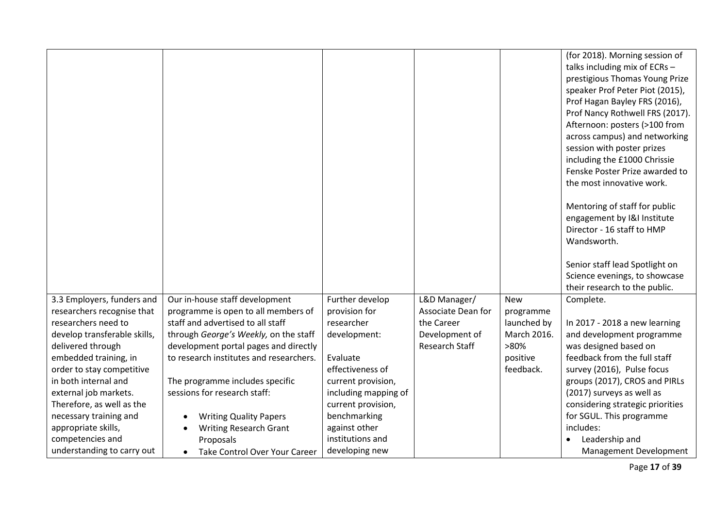| | | | | | |
|---|---|---|---|---|---|
| | | | | | (for 2018). Morning session of talks including mix of ECRs – prestigious Thomas Young Prize speaker Prof Peter Piot (2015), Prof Hagan Bayley FRS (2016), Prof Nancy Rothwell FRS (2017). Afternoon: posters (>100 from across campus) and networking session with poster prizes including the £1000 Chrissie Fenske Poster Prize awarded to the most innovative work.<br><br>Mentoring of staff for public engagement by I&I Institute Director - 16 staff to HMP Wandsworth.<br><br>Senior staff lead Spotlight on Science evenings, to showcase their research to the public. |
| 3.3 Employers, funders and researchers recognise that researchers need to develop transferable skills, delivered through embedded training, in order to stay competitive in both internal and external job markets. Therefore, as well as the necessary training and appropriate skills, competencies and understanding to carry out | Our in-house staff development programme is open to all members of staff and advertised to all staff through *George's Weekly,* on the staff development portal pages and directly to research institutes and researchers.<br><br>The programme includes specific sessions for research staff:<br><br>• Writing Quality Papers<br>• Writing Research Grant Proposals<br>• Take Control Over Your Career | Further develop provision for researcher development:<br><br>Evaluate effectiveness of current provision, including mapping of current provision, benchmarking against other institutions and developing new | L&D Manager/ Associate Dean for the Career Development of Research Staff | New programme launched by March 2016. >80% positive feedback. | Complete.<br><br>In 2017 - 2018 a new learning and development programme was designed based on feedback from the full staff survey (2016), Pulse focus groups (2017), CROS and PIRLs (2017) surveys as well as considering strategic priorities for SGUL. This programme includes:<br>• Leadership and Management Development |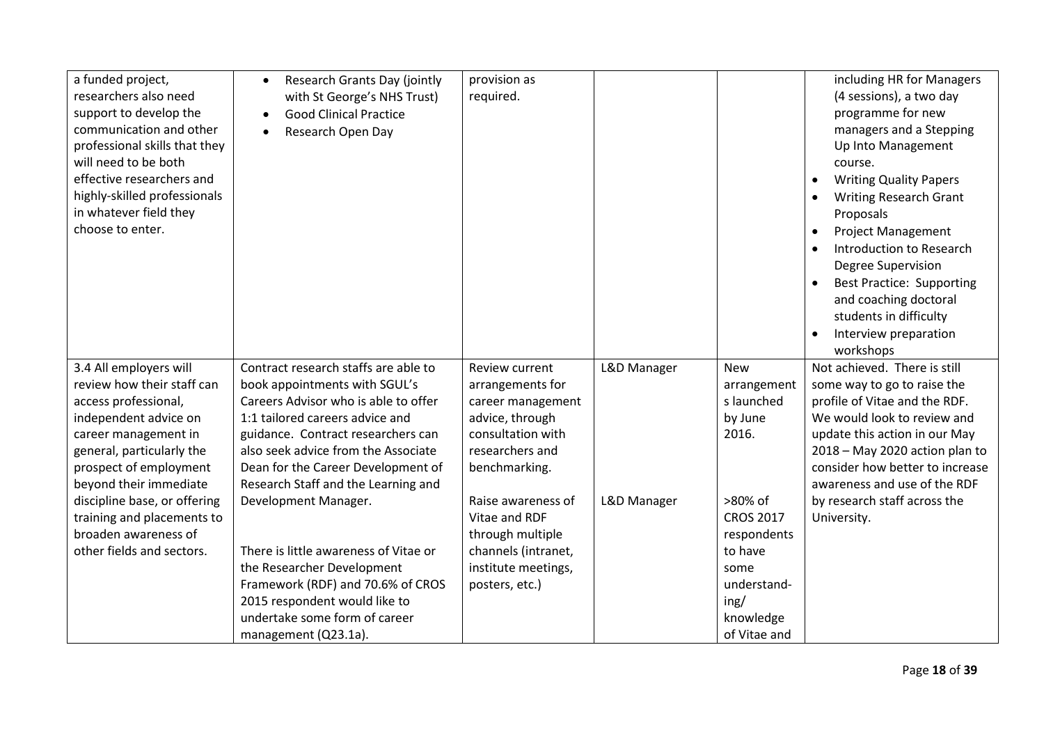| | | | | | |
|---|---|---|---|---|---|
| a funded project, researchers also need support to develop the communication and other professional skills that they will need to be both effective researchers and highly-skilled professionals in whatever field they choose to enter. | • Research Grants Day (jointly with St George's NHS Trust)<br>• Good Clinical Practice<br>• Research Open Day | provision as required. | | | including HR for Managers (4 sessions), a two day programme for new managers and a Stepping Up Into Management course.<br>• Writing Quality Papers<br>• Writing Research Grant Proposals<br>• Project Management<br>• Introduction to Research Degree Supervision<br>• Best Practice: Supporting and coaching doctoral students in difficulty<br>• Interview preparation workshops |
| 3.4 All employers will review how their staff can access professional, independent advice on career management in general, particularly the prospect of employment beyond their immediate discipline base, or offering training and placements to broaden awareness of other fields and sectors. | Contract research staffs are able to book appointments with SGUL's Careers Advisor who is able to offer 1:1 tailored careers advice and guidance. Contract researchers can also seek advice from the Associate Dean for the Career Development of Research Staff and the Learning and Development Manager.<br><br>There is little awareness of Vitae or the Researcher Development Framework (RDF) and 70.6% of CROS 2015 respondent would like to undertake some form of career management (Q23.1a). | Review current arrangements for career management advice, through consultation with researchers and benchmarking.<br><br>Raise awareness of Vitae and RDF through multiple channels (intranet, institute meetings, posters, etc.) | L&D Manager<br><br>L&D Manager | New arrangements launched by June 2016.<br><br>>80% of CROS 2017 respondents to have some understanding/ knowledge of Vitae and | Not achieved. There is still some way to go to raise the profile of Vitae and the RDF. We would look to review and update this action in our May 2018 – May 2020 action plan to consider how better to increase awareness and use of the RDF by research staff across the University. |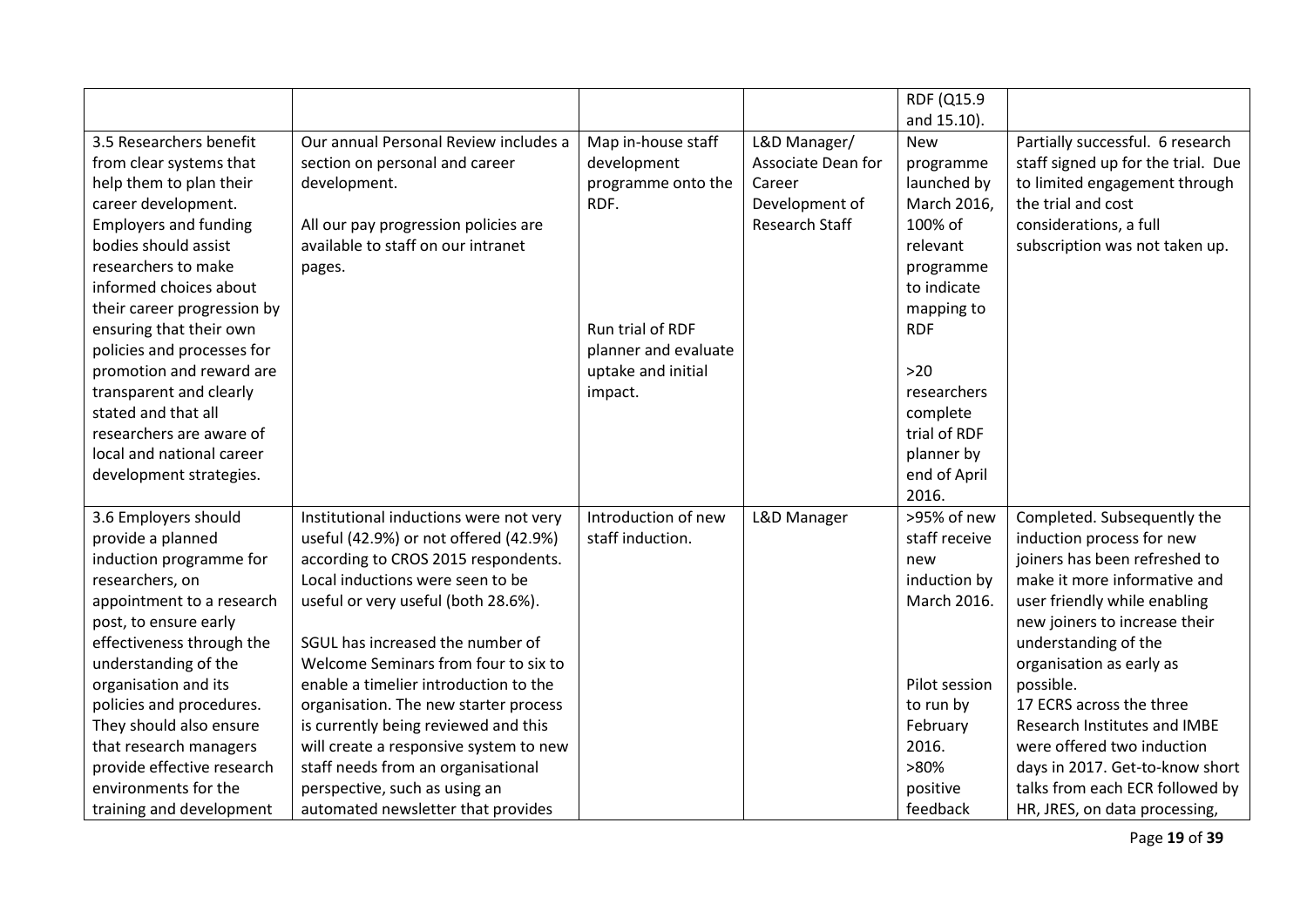| | | | | RDF (Q15.9 and 15.10). | |
|---|---|---|---|---|---|
| 3.5 Researchers benefit from clear systems that help them to plan their career development. Employers and funding bodies should assist researchers to make informed choices about their career progression by ensuring that their own policies and processes for promotion and reward are transparent and clearly stated and that all researchers are aware of local and national career development strategies. | Our annual Personal Review includes a section on personal and career development.<br><br>All our pay progression policies are available to staff on our intranet pages. | Map in-house staff development programme onto the RDF.<br><br>Run trial of RDF planner and evaluate uptake and initial impact. | L&D Manager/ Associate Dean for Career Development of Research Staff | New programme launched by March 2016, 100% of relevant programme to indicate mapping to RDF<br><br>>20 researchers complete trial of RDF planner by end of April 2016. | Partially successful. 6 research staff signed up for the trial. Due to limited engagement through the trial and cost considerations, a full subscription was not taken up. |
| 3.6 Employers should provide a planned induction programme for researchers, on appointment to a research post, to ensure early effectiveness through the understanding of the organisation and its policies and procedures. They should also ensure that research managers provide effective research environments for the training and development | Institutional inductions were not very useful (42.9%) or not offered (42.9%) according to CROS 2015 respondents. Local inductions were seen to be useful or very useful (both 28.6%).<br><br>SGUL has increased the number of Welcome Seminars from four to six to enable a timelier introduction to the organisation. The new starter process is currently being reviewed and this will create a responsive system to new staff needs from an organisational perspective, such as using an automated newsletter that provides | Introduction of new staff induction. | L&D Manager | >95% of new staff receive new induction by March 2016.<br><br>Pilot session to run by February 2016.<br>>80% positive feedback | Completed. Subsequently the induction process for new joiners has been refreshed to make it more informative and user friendly while enabling new joiners to increase their understanding of the organisation as early as possible.<br>17 ECRS across the three Research Institutes and IMBE were offered two induction days in 2017. Get-to-know short talks from each ECR followed by HR, JRES, on data processing, |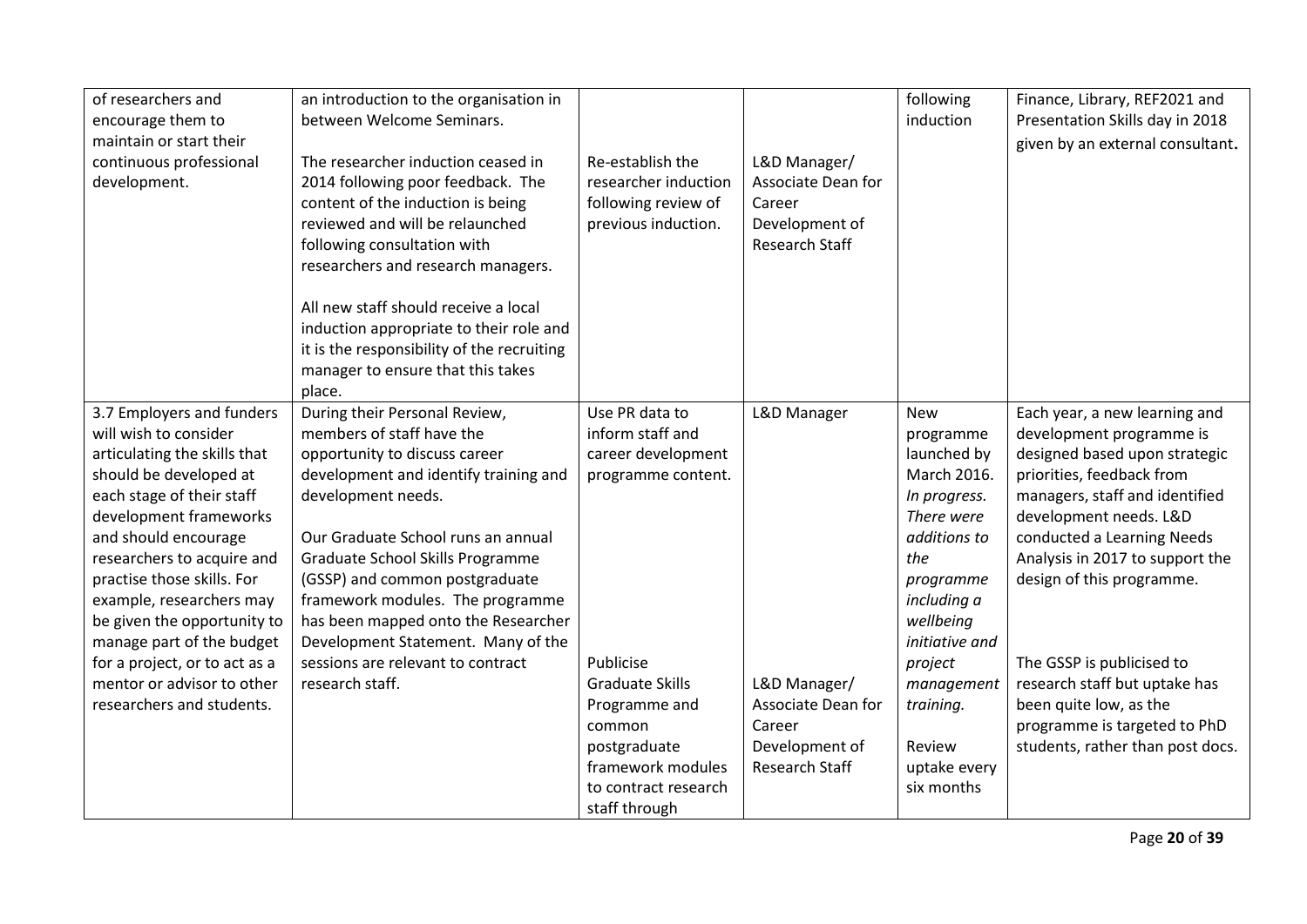| | | | | | |
|---|---|---|---|---|---|
| of researchers and encourage them to maintain or start their continuous professional development. | an introduction to the organisation in between Welcome Seminars.<br><br>The researcher induction ceased in 2014 following poor feedback. The content of the induction is being reviewed and will be relaunched following consultation with researchers and research managers.<br><br>All new staff should receive a local induction appropriate to their role and it is the responsibility of the recruiting manager to ensure that this takes place. | <br><br>Re-establish the researcher induction following review of previous induction. | <br><br>L&D Manager/ Associate Dean for Career Development of Research Staff | following induction | Finance, Library, REF2021 and Presentation Skills day in 2018 given by an external consultant**.** |
| 3.7 Employers and funders will wish to consider articulating the skills that should be developed at each stage of their staff development frameworks and should encourage researchers to acquire and practise those skills. For example, researchers may be given the opportunity to manage part of the budget for a project, or to act as a mentor or advisor to other researchers and students. | During their Personal Review, members of staff have the opportunity to discuss career development and identify training and development needs.<br><br>Our Graduate School runs an annual Graduate School Skills Programme (GSSP) and common postgraduate framework modules. The programme has been mapped onto the Researcher Development Statement. Many of the sessions are relevant to contract research staff. | Use PR data to inform staff and career development programme content.<br><br>Publicise Graduate Skills Programme and common postgraduate framework modules to contract research staff through | L&D Manager<br><br>L&D Manager/ Associate Dean for Career Development of Research Staff | New programme launched by March 2016. *In progress. There were additions to the programme including a wellbeing initiative and project management training.*<br><br>Review uptake every six months | Each year, a new learning and development programme is designed based upon strategic priorities, feedback from managers, staff and identified development needs. L&D conducted a Learning Needs Analysis in 2017 to support the design of this programme.<br><br>The GSSP is publicised to research staff but uptake has been quite low, as the programme is targeted to PhD students, rather than post docs. |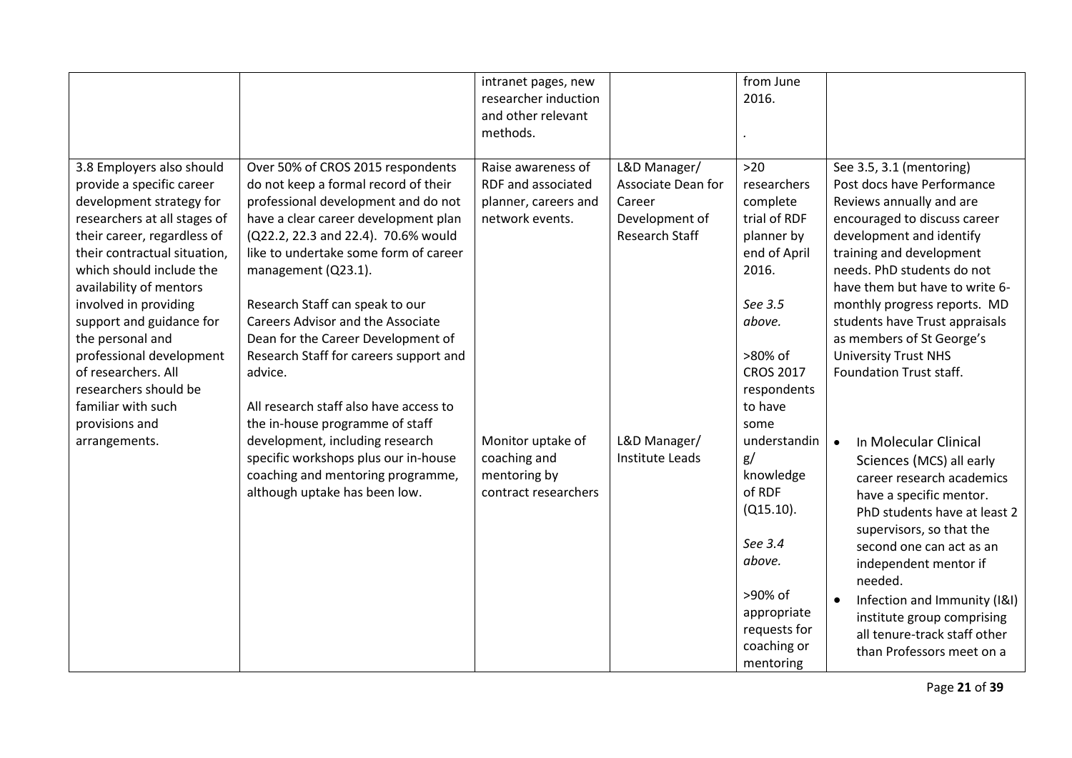| | | intranet pages, new researcher induction and other relevant methods. | | from June 2016.<br><br>. | |
|---|---|---|---|---|---|
| 3.8 Employers also should provide a specific career development strategy for researchers at all stages of their career, regardless of their contractual situation, which should include the availability of mentors involved in providing support and guidance for the personal and professional development of researchers. All researchers should be familiar with such provisions and arrangements. | Over 50% of CROS 2015 respondents do not keep a formal record of their professional development and do not have a clear career development plan (Q22.2, 22.3 and 22.4). 70.6% would like to undertake some form of career management (Q23.1).<br><br>Research Staff can speak to our Careers Advisor and the Associate Dean for the Career Development of Research Staff for careers support and advice.<br><br>All research staff also have access to the in-house programme of staff development, including research specific workshops plus our in-house coaching and mentoring programme, although uptake has been low. | Raise awareness of RDF and associated planner, careers and network events.<br><br>Monitor uptake of coaching and mentoring by contract researchers | L&D Manager/ Associate Dean for Career Development of Research Staff<br><br>L&D Manager/ Institute Leads | >20 researchers complete trial of RDF planner by end of April 2016.<br><br>*See 3.5 above.*<br><br>>80% of CROS 2017 respondents to have some understanding/ knowledge of RDF (Q15.10).<br><br>*See 3.4 above.*<br><br>>90% of appropriate requests for coaching or mentoring | See 3.5, 3.1 (mentoring)<br>Post docs have Performance Reviews annually and are encouraged to discuss career development and identify training and development needs. PhD students do not have them but have to write 6-monthly progress reports. MD students have Trust appraisals as members of St George's University Trust NHS Foundation Trust staff.<br><br>• In Molecular Clinical Sciences (MCS) all early career research academics have a specific mentor. PhD students have at least 2 supervisors, so that the second one can act as an independent mentor if needed.<br>• Infection and Immunity (I&I) institute group comprising all tenure-track staff other than Professors meet on a |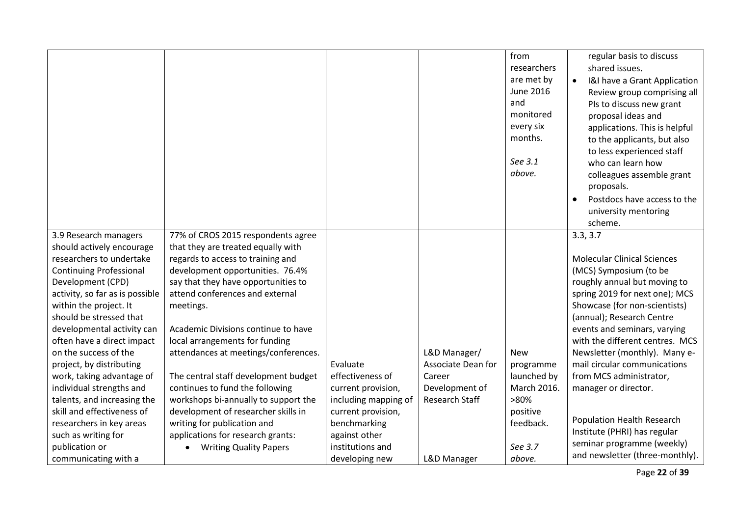| | | | | from researchers are met by June 2016 and monitored every six months.<br><br>*See 3.1 above.* | regular basis to discuss shared issues.<br>• I&I have a Grant Application Review group comprising all PIs to discuss new grant proposal ideas and applications. This is helpful to the applicants, but also to less experienced staff who can learn how colleagues assemble grant proposals.<br>• Postdocs have access to the university mentoring scheme. |
|---|---|---|---|---|---|
| 3.9 Research managers should actively encourage researchers to undertake Continuing Professional Development (CPD) activity, so far as is possible within the project. It should be stressed that developmental activity can often have a direct impact on the success of the project, by distributing work, taking advantage of individual strengths and talents, and increasing the skill and effectiveness of researchers in key areas such as writing for publication or communicating with a | 77% of CROS 2015 respondents agree that they are treated equally with regards to access to training and development opportunities. 76.4% say that they have opportunities to attend conferences and external meetings.<br><br>Academic Divisions continue to have local arrangements for funding attendances at meetings/conferences.<br><br>The central staff development budget continues to fund the following workshops bi-annually to support the development of researcher skills in writing for publication and applications for research grants:<br>• Writing Quality Papers | Evaluate effectiveness of current provision, including mapping of current provision, benchmarking against other institutions and developing new | L&D Manager/ Associate Dean for Career Development of Research Staff<br><br><br>L&D Manager | New programme launched by March 2016. >80% positive feedback.<br><br>*See 3.7 above.* | 3.3, 3.7<br><br>Molecular Clinical Sciences (MCS) Symposium (to be roughly annual but moving to spring 2019 for next one); MCS Showcase (for non-scientists) (annual); Research Centre events and seminars, varying with the different centres. MCS Newsletter (monthly). Many e-mail circular communications from MCS administrator, manager or director.<br><br>Population Health Research Institute (PHRI) has regular seminar programme (weekly) and newsletter (three-monthly). |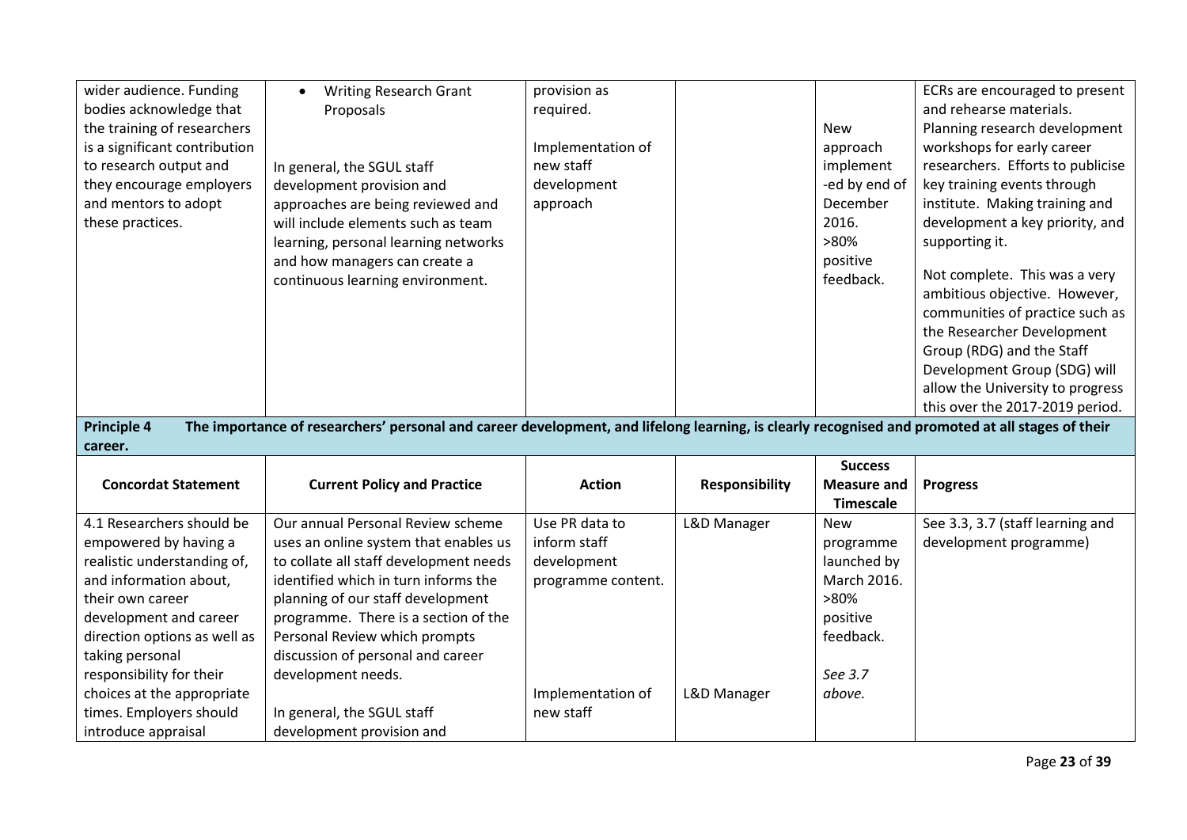| | | | | | |
|---|---|---|---|---|---|
| wider audience. Funding bodies acknowledge that the training of researchers is a significant contribution to research output and they encourage employers and mentors to adopt these practices. | • Writing Research Grant Proposals<br><br>In general, the SGUL staff development provision and approaches are being reviewed and will include elements such as team learning, personal learning networks and how managers can create a continuous learning environment. | provision as required.<br><br>Implementation of new staff development approach | | New approach implement-ed by end of December 2016.<br>>80% positive feedback. | ECRs are encouraged to present and rehearse materials. Planning research development workshops for early career researchers. Efforts to publicise key training events through institute. Making training and development a key priority, and supporting it.<br><br>Not complete. This was a very ambitious objective. However, communities of practice such as the Researcher Development Group (RDG) and the Staff Development Group (SDG) will allow the University to progress this over the 2017-2019 period. |

**Principle 4** **The importance of researchers' personal and career development, and lifelong learning, is clearly recognised and promoted at all stages of their career.**

| Concordat Statement | Current Policy and Practice | Action | Responsibility | Success Measure and Timescale | Progress |
|---|---|---|---|---|---|
| 4.1 Researchers should be empowered by having a realistic understanding of, and information about, their own career development and career direction options as well as taking personal responsibility for their choices at the appropriate times. Employers should introduce appraisal | Our annual Personal Review scheme uses an online system that enables us to collate all staff development needs identified which in turn informs the planning of our staff development programme. There is a section of the Personal Review which prompts discussion of personal and career development needs.<br><br>In general, the SGUL staff development provision and | Use PR data to inform staff development programme content.<br><br>Implementation of new staff | L&D Manager<br><br>L&D Manager | New programme launched by March 2016.<br>>80% positive feedback.<br><br>*See 3.7 above.* | See 3.3, 3.7 (staff learning and development programme) |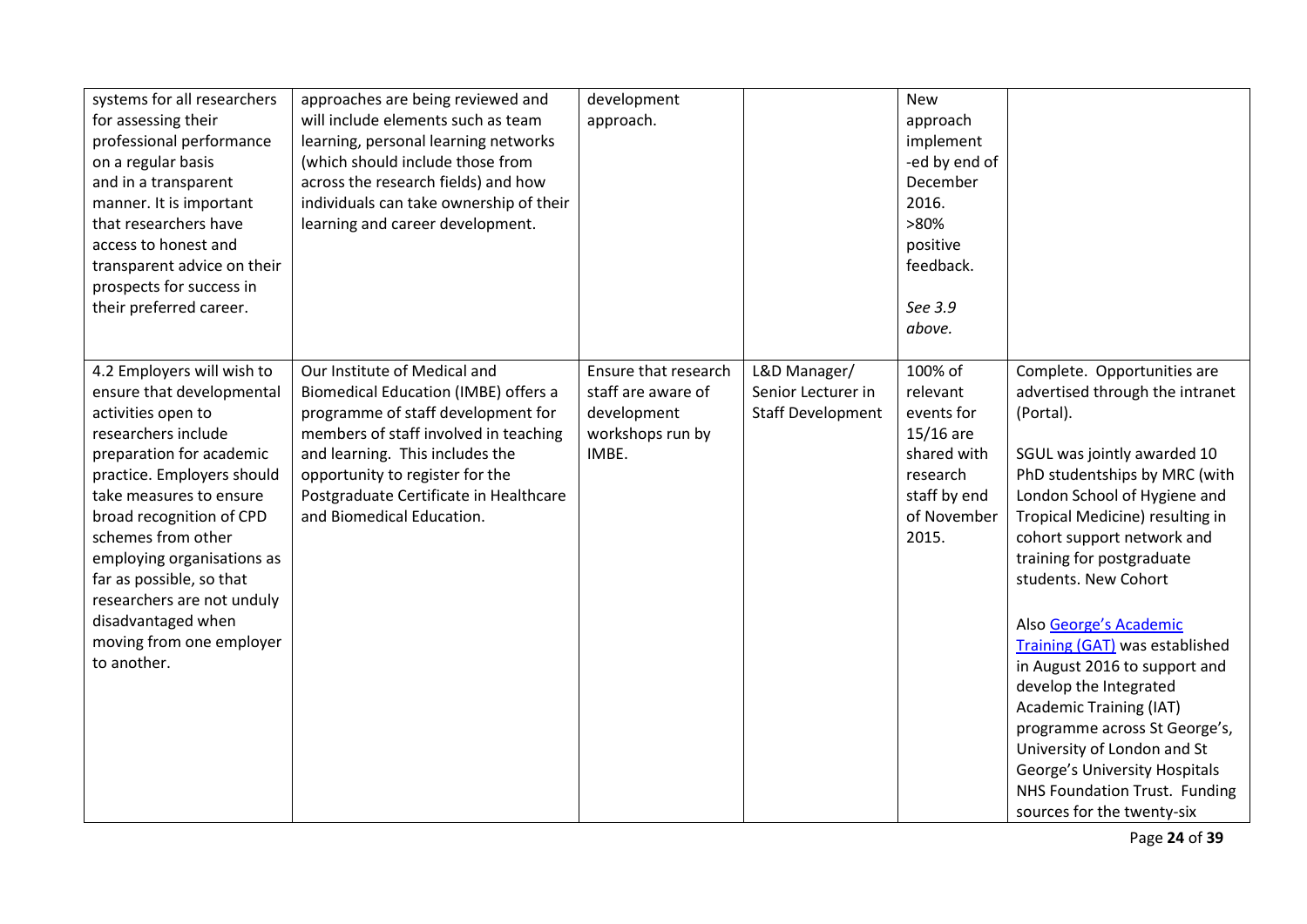| | | | | | |
|---|---|---|---|---|---|
| systems for all researchers for assessing their professional performance on a regular basis and in a transparent manner. It is important that researchers have access to honest and transparent advice on their prospects for success in their preferred career. | approaches are being reviewed and will include elements such as team learning, personal learning networks (which should include those from across the research fields) and how individuals can take ownership of their learning and career development. | development approach. | | New approach implement -ed by end of December 2016. >80% positive feedback.<br><br>*See 3.9 above.* | |
| 4.2 Employers will wish to ensure that developmental activities open to researchers include preparation for academic practice. Employers should take measures to ensure broad recognition of CPD schemes from other employing organisations as far as possible, so that researchers are not unduly disadvantaged when moving from one employer to another. | Our Institute of Medical and Biomedical Education (IMBE) offers a programme of staff development for members of staff involved in teaching and learning. This includes the opportunity to register for the Postgraduate Certificate in Healthcare and Biomedical Education. | Ensure that research staff are aware of development workshops run by IMBE. | L&D Manager/ Senior Lecturer in Staff Development | 100% of relevant events for 15/16 are shared with research staff by end of November 2015. | Complete. Opportunities are advertised through the intranet (Portal).<br><br>SGUL was jointly awarded 10 PhD studentships by MRC (with London School of Hygiene and Tropical Medicine) resulting in cohort support network and training for postgraduate students. New Cohort<br><br>Also [George's Academic Training (GAT)]() was established in August 2016 to support and develop the Integrated Academic Training (IAT) programme across St George's, University of London and St George's University Hospitals NHS Foundation Trust. Funding sources for the twenty-six |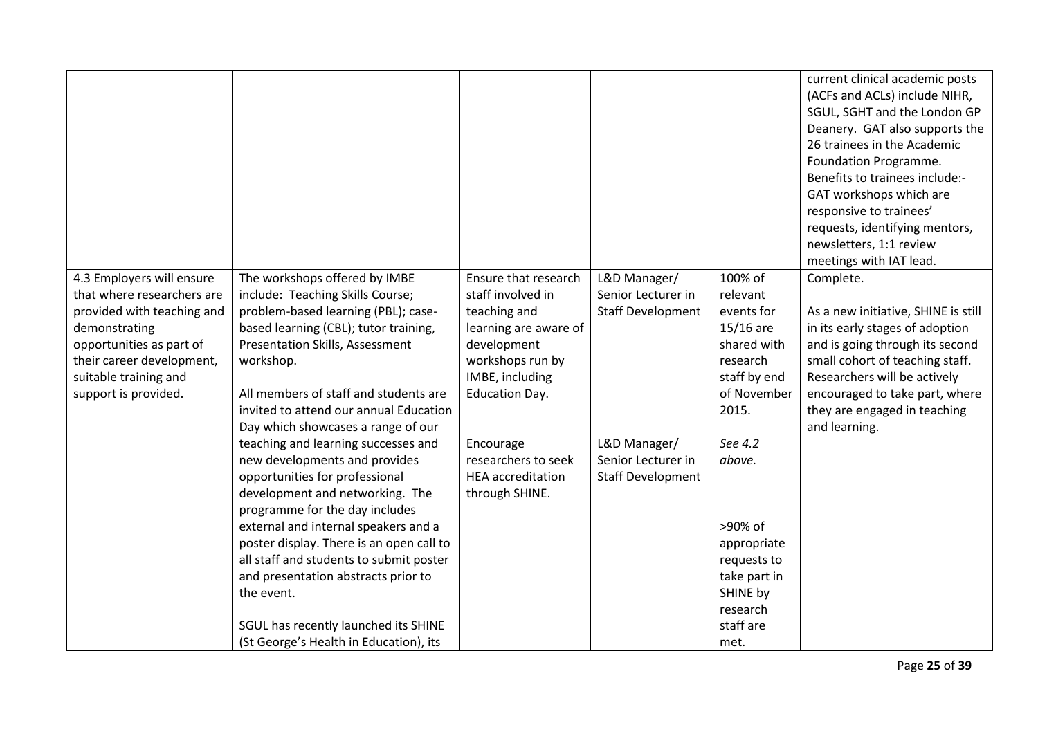| | | | | | |
|---|---|---|---|---|---|
| | | | | | current clinical academic posts (ACFs and ACLs) include NIHR, SGUL, SGHT and the London GP Deanery. GAT also supports the 26 trainees in the Academic Foundation Programme. Benefits to trainees include:- GAT workshops which are responsive to trainees' requests, identifying mentors, newsletters, 1:1 review meetings with IAT lead. |
| 4.3 Employers will ensure that where researchers are provided with teaching and demonstrating opportunities as part of their career development, suitable training and support is provided. | The workshops offered by IMBE include: Teaching Skills Course; problem-based learning (PBL); case-based learning (CBL); tutor training, Presentation Skills, Assessment workshop.<br><br>All members of staff and students are invited to attend our annual Education Day which showcases a range of our teaching and learning successes and new developments and provides opportunities for professional development and networking. The programme for the day includes external and internal speakers and a poster display. There is an open call to all staff and students to submit poster and presentation abstracts prior to the event.<br><br>SGUL has recently launched its SHINE (St George's Health in Education), its | Ensure that research staff involved in teaching and learning are aware of development workshops run by IMBE, including Education Day.<br><br>Encourage researchers to seek HEA accreditation through SHINE. | L&D Manager/ Senior Lecturer in Staff Development<br><br>L&D Manager/ Senior Lecturer in Staff Development | 100% of relevant events for 15/16 are shared with research staff by end of November 2015.<br><br>*See 4.2 above.*<br><br>>90% of appropriate requests to take part in SHINE by research staff are met. | Complete.<br><br>As a new initiative, SHINE is still in its early stages of adoption and is going through its second small cohort of teaching staff. Researchers will be actively encouraged to take part, where they are engaged in teaching and learning. |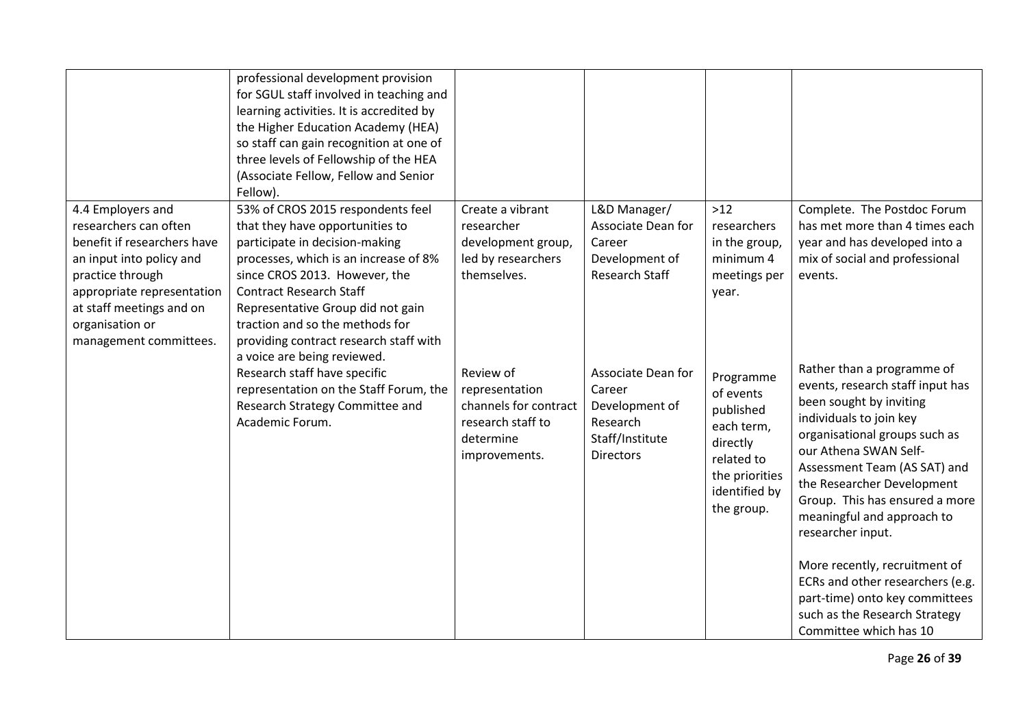|  |  |  |  |  |  |
|---|---|---|---|---|---|
|  | professional development provision for SGUL staff involved in teaching and learning activities. It is accredited by the Higher Education Academy (HEA) so staff can gain recognition at one of three levels of Fellowship of the HEA (Associate Fellow, Fellow and Senior Fellow). |  |  |  |  |
| 4.4 Employers and researchers can often benefit if researchers have an input into policy and practice through appropriate representation at staff meetings and on organisation or management committees. | 53% of CROS 2015 respondents feel that they have opportunities to participate in decision-making processes, which is an increase of 8% since CROS 2013. However, the Contract Research Staff Representative Group did not gain traction and so the methods for providing contract research staff with a voice are being reviewed. | Create a vibrant researcher development group, led by researchers themselves. | L&D Manager/ Associate Dean for Career Development of Research Staff | >12 researchers in the group, minimum 4 meetings per year. | Complete. The Postdoc Forum has met more than 4 times each year and has developed into a mix of social and professional events. |
|  | Research staff have specific representation on the Staff Forum, the Research Strategy Committee and Academic Forum. | Review of representation channels for contract research staff to determine improvements. | Associate Dean for Career Development of Research Staff/Institute Directors | Programme of events published each term, directly related to the priorities identified by the group. | Rather than a programme of events, research staff input has been sought by inviting individuals to join key organisational groups such as our Athena SWAN Self-Assessment Team (AS SAT) and the Researcher Development Group. This has ensured a more meaningful and approach to researcher input.<br><br>More recently, recruitment of ECRs and other researchers (e.g. part-time) onto key committees such as the Research Strategy Committee which has 10 |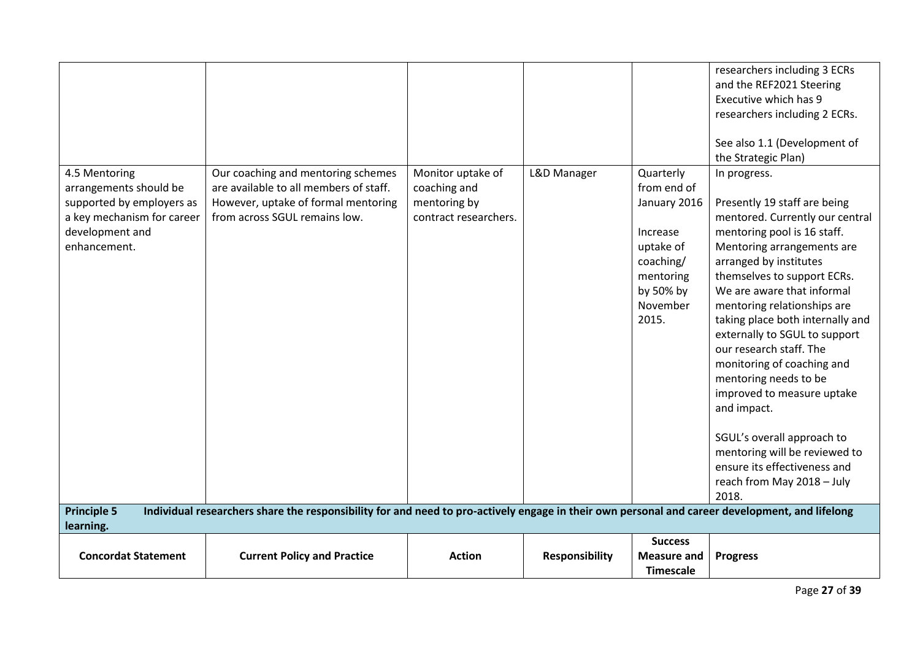| Concordat Statement | Current Policy and Practice | Action | Responsibility | Success Measure and Timescale | Progress |
|---|---|---|---|---|---|
| | | | | | researchers including 3 ECRs and the REF2021 Steering Executive which has 9 researchers including 2 ECRs.<br><br>See also 1.1 (Development of the Strategic Plan) |
| 4.5 Mentoring arrangements should be supported by employers as a key mechanism for career development and enhancement. | Our coaching and mentoring schemes are available to all members of staff. However, uptake of formal mentoring from across SGUL remains low. | Monitor uptake of coaching and mentoring by contract researchers. | L&D Manager | Quarterly from end of January 2016<br><br>Increase uptake of coaching/ mentoring by 50% by November 2015. | In progress.<br><br>Presently 19 staff are being mentored. Currently our central mentoring pool is 16 staff. Mentoring arrangements are arranged by institutes themselves to support ECRs. We are aware that informal mentoring relationships are taking place both internally and externally to SGUL to support our research staff. The monitoring of coaching and mentoring needs to be improved to measure uptake and impact.<br><br>SGUL's overall approach to mentoring will be reviewed to ensure its effectiveness and reach from May 2018 – July 2018. |

**Principle 5** **Individual researchers share the responsibility for and need to pro-actively engage in their own personal and career development, and lifelong learning.**

| Concordat Statement | Current Policy and Practice | Action | Responsibility | Success Measure and Timescale | Progress |
|---|---|---|---|---|---|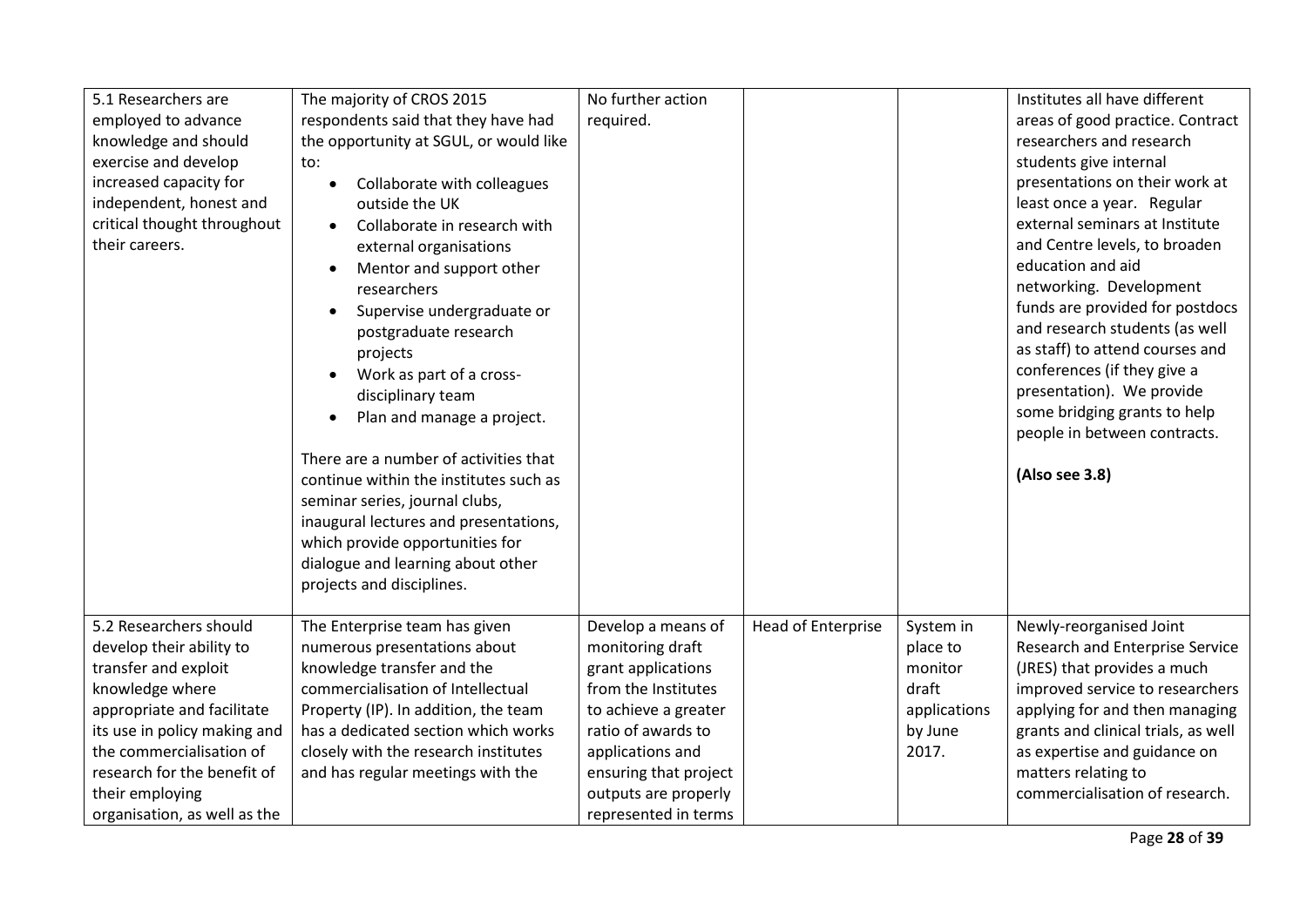| | | | | | |
|---|---|---|---|---|---|
| 5.1 Researchers are employed to advance knowledge and should exercise and develop increased capacity for independent, honest and critical thought throughout their careers. | The majority of CROS 2015 respondents said that they have had the opportunity at SGUL, or would like to:<br>• Collaborate with colleagues outside the UK<br>• Collaborate in research with external organisations<br>• Mentor and support other researchers<br>• Supervise undergraduate or postgraduate research projects<br>• Work as part of a cross-disciplinary team<br>• Plan and manage a project.<br><br>There are a number of activities that continue within the institutes such as seminar series, journal clubs, inaugural lectures and presentations, which provide opportunities for dialogue and learning about other projects and disciplines. | No further action required. | | | Institutes all have different areas of good practice. Contract researchers and research students give internal presentations on their work at least once a year. Regular external seminars at Institute and Centre levels, to broaden education and aid networking. Development funds are provided for postdocs and research students (as well as staff) to attend courses and conferences (if they give a presentation). We provide some bridging grants to help people in between contracts.<br><br>**(Also see 3.8)** |
| 5.2 Researchers should develop their ability to transfer and exploit knowledge where appropriate and facilitate its use in policy making and the commercialisation of research for the benefit of their employing organisation, as well as the | The Enterprise team has given numerous presentations about knowledge transfer and the commercialisation of Intellectual Property (IP). In addition, the team has a dedicated section which works closely with the research institutes and has regular meetings with the | Develop a means of monitoring draft grant applications from the Institutes to achieve a greater ratio of awards to applications and ensuring that project outputs are properly represented in terms | Head of Enterprise | System in place to monitor draft applications by June 2017. | Newly-reorganised Joint Research and Enterprise Service (JRES) that provides a much improved service to researchers applying for and then managing grants and clinical trials, as well as expertise and guidance on matters relating to commercialisation of research. |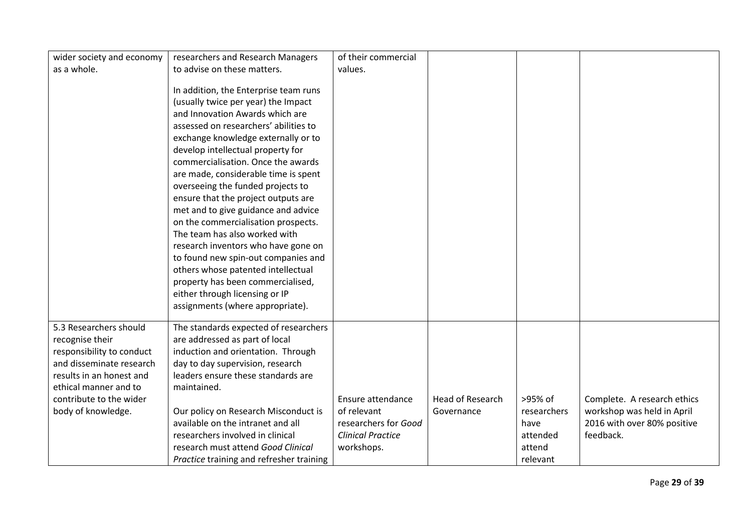| | | | | | |
|---|---|---|---|---|---|
| wider society and economy as a whole. | researchers and Research Managers to advise on these matters.<br><br>In addition, the Enterprise team runs (usually twice per year) the Impact and Innovation Awards which are assessed on researchers' abilities to exchange knowledge externally or to develop intellectual property for commercialisation. Once the awards are made, considerable time is spent overseeing the funded projects to ensure that the project outputs are met and to give guidance and advice on the commercialisation prospects. The team has also worked with research inventors who have gone on to found new spin-out companies and others whose patented intellectual property has been commercialised, either through licensing or IP assignments (where appropriate). | of their commercial values. | | | |
| 5.3 Researchers should recognise their responsibility to conduct and disseminate research results in an honest and ethical manner and to contribute to the wider body of knowledge. | The standards expected of researchers are addressed as part of local induction and orientation. Through day to day supervision, research leaders ensure these standards are maintained.<br><br>Our policy on Research Misconduct is available on the intranet and all researchers involved in clinical research must attend *Good Clinical Practice* training and refresher training | Ensure attendance of relevant researchers for *Good Clinical Practice* workshops. | Head of Research Governance | >95% of researchers have attended attend relevant | Complete. A research ethics workshop was held in April 2016 with over 80% positive feedback. |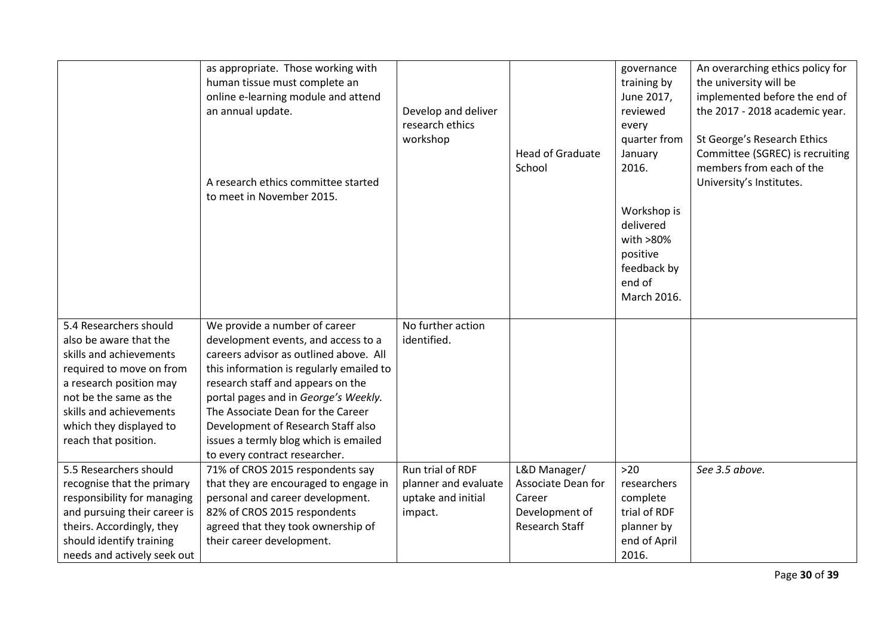|  |  |  |  |  |  |
|---|---|---|---|---|---|
|  | as appropriate. Those working with human tissue must complete an online e-learning module and attend an annual update.<br><br>A research ethics committee started to meet in November 2015. | Develop and deliver research ethics workshop | Head of Graduate School | governance training by June 2017, reviewed every quarter from January 2016.<br><br>Workshop is delivered with >80% positive feedback by end of March 2016. | An overarching ethics policy for the university will be implemented before the end of the 2017 - 2018 academic year.<br><br>St George's Research Ethics Committee (SGREC) is recruiting members from each of the University's Institutes. |
| 5.4 Researchers should also be aware that the skills and achievements required to move on from a research position may not be the same as the skills and achievements which they displayed to reach that position. | We provide a number of career development events, and access to a careers advisor as outlined above. All this information is regularly emailed to research staff and appears on the portal pages and in *George's Weekly.* The Associate Dean for the Career Development of Research Staff also issues a termly blog which is emailed to every contract researcher. | No further action identified. |  |  |  |
| 5.5 Researchers should recognise that the primary responsibility for managing and pursuing their career is theirs. Accordingly, they should identify training needs and actively seek out | 71% of CROS 2015 respondents say that they are encouraged to engage in personal and career development. 82% of CROS 2015 respondents agreed that they took ownership of their career development. | Run trial of RDF planner and evaluate uptake and initial impact. | L&D Manager/ Associate Dean for Career Development of Research Staff | >20 researchers complete trial of RDF planner by end of April 2016. | *See 3.5 above.* |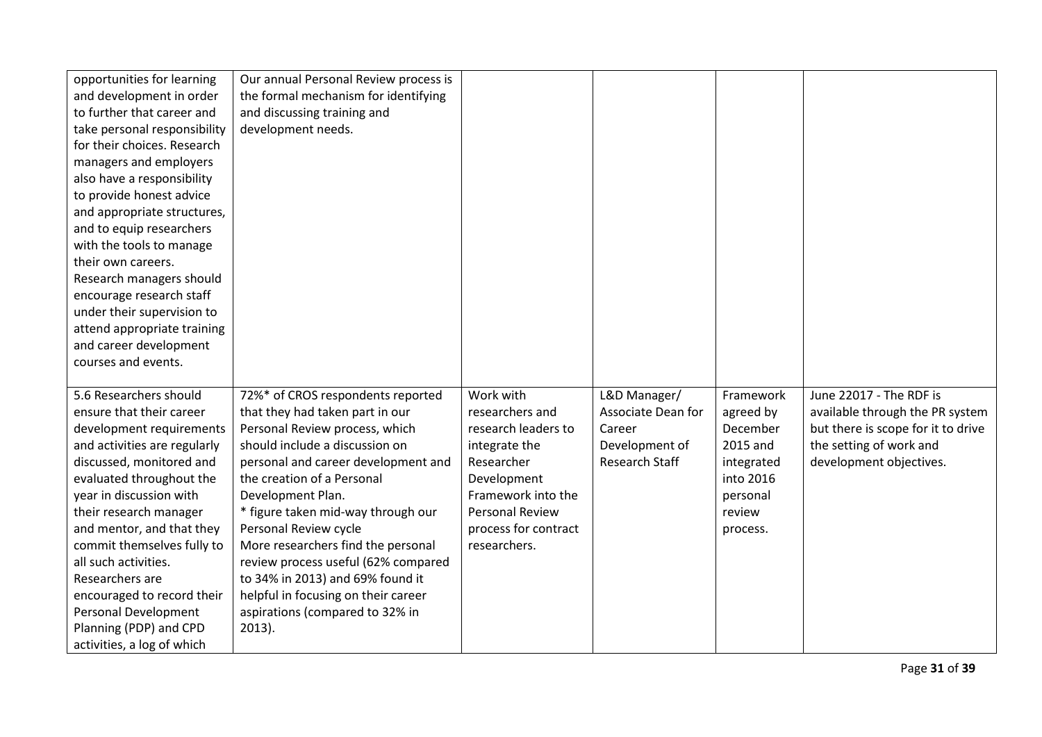| | | | | | |
|---|---|---|---|---|---|
| opportunities for learning and development in order to further that career and take personal responsibility for their choices. Research managers and employers also have a responsibility to provide honest advice and appropriate structures, and to equip researchers with the tools to manage their own careers. Research managers should encourage research staff under their supervision to attend appropriate training and career development courses and events. | Our annual Personal Review process is the formal mechanism for identifying and discussing training and development needs. | | | | |
| 5.6 Researchers should ensure that their career development requirements and activities are regularly discussed, monitored and evaluated throughout the year in discussion with their research manager and mentor, and that they commit themselves fully to all such activities. Researchers are encouraged to record their Personal Development Planning (PDP) and CPD activities, a log of which | 72%* of CROS respondents reported that they had taken part in our Personal Review process, which should include a discussion on personal and career development and the creation of a Personal Development Plan. * figure taken mid-way through our Personal Review cycle More researchers find the personal review process useful (62% compared to 34% in 2013) and 69% found it helpful in focusing on their career aspirations (compared to 32% in 2013). | Work with researchers and research leaders to integrate the Researcher Development Framework into the Personal Review process for contract researchers. | L&D Manager/ Associate Dean for Career Development of Research Staff | Framework agreed by December 2015 and integrated into 2016 personal review process. | June 22017 - The RDF is available through the PR system but there is scope for it to drive the setting of work and development objectives. |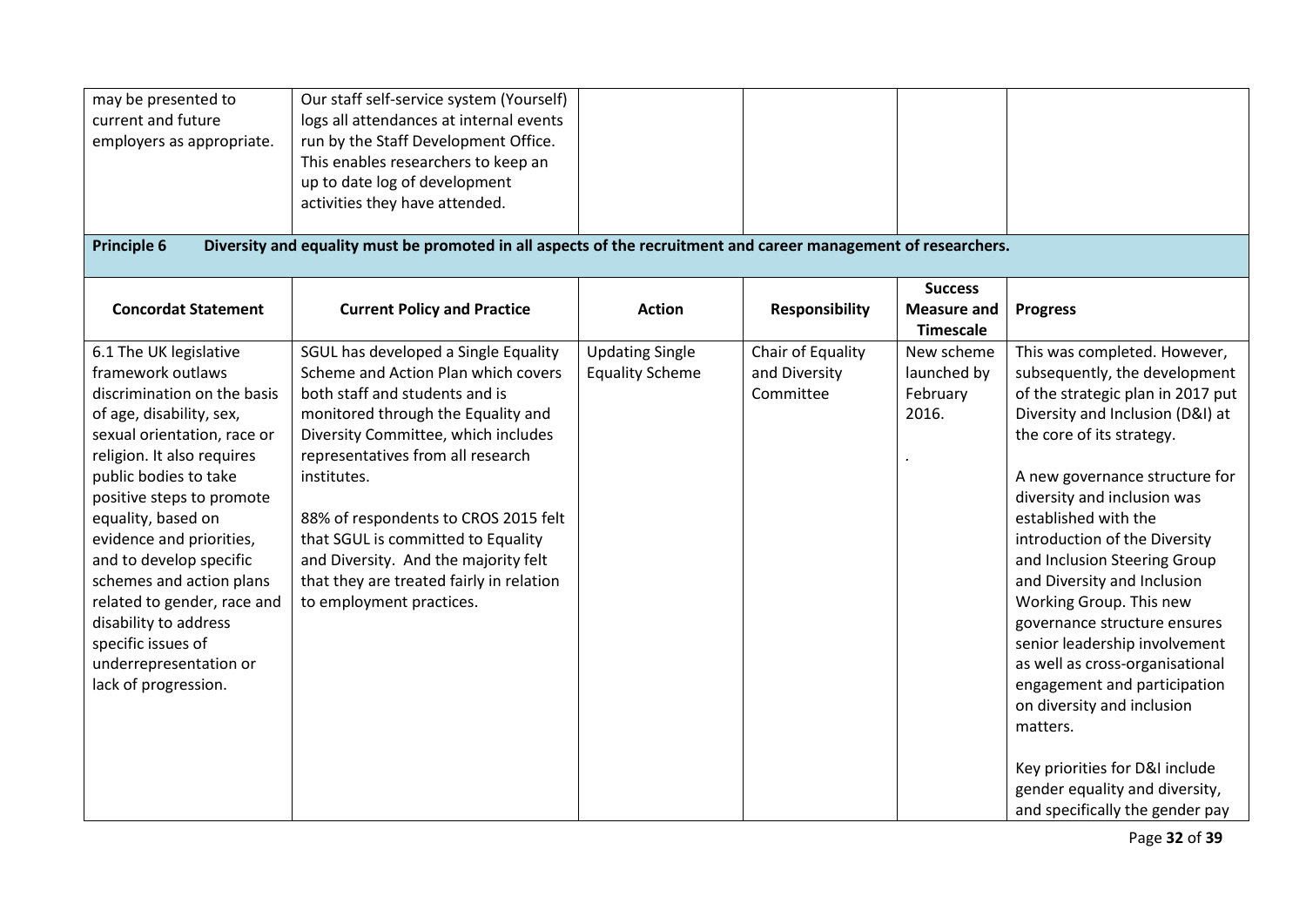| | | | | | |
|---|---|---|---|---|---|
| may be presented to current and future employers as appropriate. | Our staff self-service system (Yourself) logs all attendances at internal events run by the Staff Development Office. This enables researchers to keep an up to date log of development activities they have attended. | | | | |

**Principle 6 Diversity and equality must be promoted in all aspects of the recruitment and career management of researchers.**

| Concordat Statement | Current Policy and Practice | Action | Responsibility | Success Measure and Timescale | Progress |
|---|---|---|---|---|---|
| 6.1 The UK legislative framework outlaws discrimination on the basis of age, disability, sex, sexual orientation, race or religion. It also requires public bodies to take positive steps to promote equality, based on evidence and priorities, and to develop specific schemes and action plans related to gender, race and disability to address specific issues of underrepresentation or lack of progression. | SGUL has developed a Single Equality Scheme and Action Plan which covers both staff and students and is monitored through the Equality and Diversity Committee, which includes representatives from all research institutes.<br><br>88% of respondents to CROS 2015 felt that SGUL is committed to Equality and Diversity. And the majority felt that they are treated fairly in relation to employment practices. | Updating Single Equality Scheme | Chair of Equality and Diversity Committee | New scheme launched by February 2016.<br><br>. | This was completed. However, subsequently, the development of the strategic plan in 2017 put Diversity and Inclusion (D&I) at the core of its strategy.<br><br>A new governance structure for diversity and inclusion was established with the introduction of the Diversity and Inclusion Steering Group and Diversity and Inclusion Working Group. This new governance structure ensures senior leadership involvement as well as cross-organisational engagement and participation on diversity and inclusion matters.<br><br>Key priorities for D&I include gender equality and diversity, and specifically the gender pay |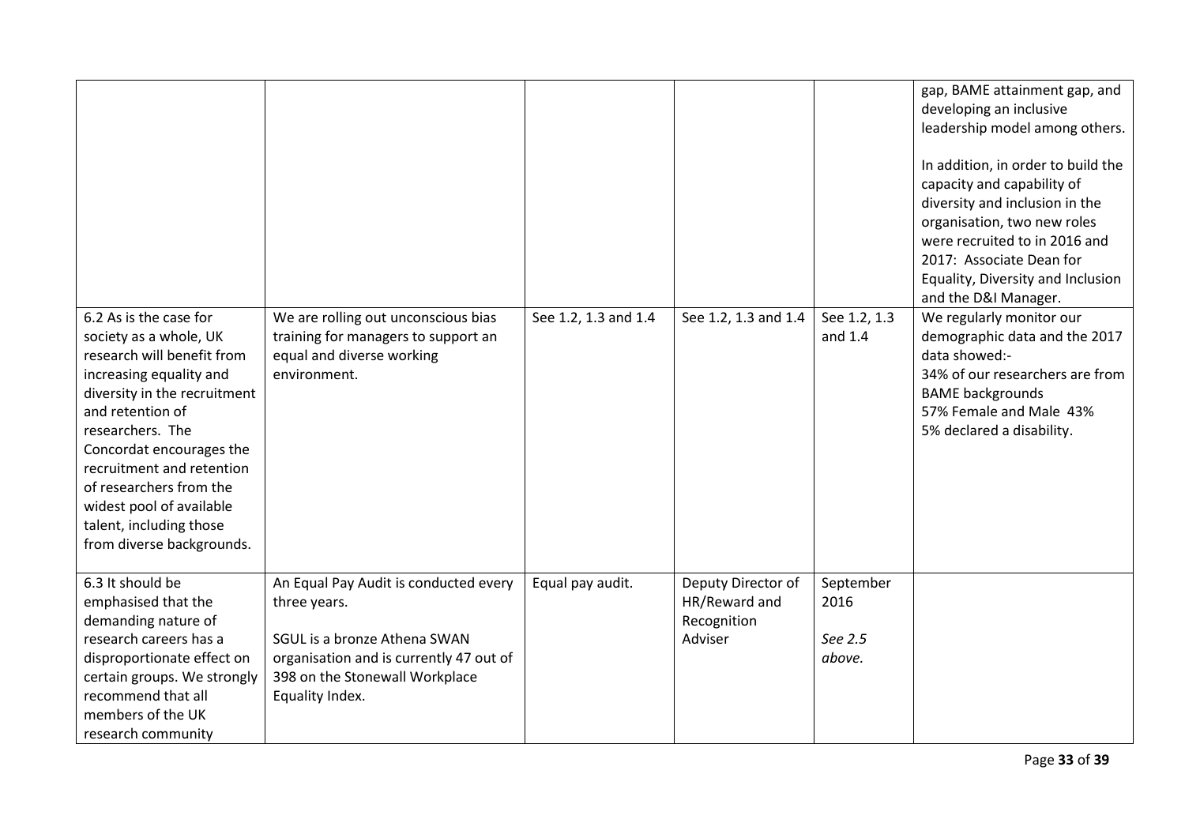| | | | | | |
|---|---|---|---|---|---|
| | | | | | gap, BAME attainment gap, and developing an inclusive leadership model among others.<br><br>In addition, in order to build the capacity and capability of diversity and inclusion in the organisation, two new roles were recruited to in 2016 and 2017: Associate Dean for Equality, Diversity and Inclusion and the D&I Manager. |
| 6.2 As is the case for society as a whole, UK research will benefit from increasing equality and diversity in the recruitment and retention of researchers. The Concordat encourages the recruitment and retention of researchers from the widest pool of available talent, including those from diverse backgrounds. | We are rolling out unconscious bias training for managers to support an equal and diverse working environment. | See 1.2, 1.3 and 1.4 | See 1.2, 1.3 and 1.4 | See 1.2, 1.3 and 1.4 | We regularly monitor our demographic data and the 2017 data showed:-<br>34% of our researchers are from BAME backgrounds<br>57% Female and Male 43%<br>5% declared a disability. |
| 6.3 It should be emphasised that the demanding nature of research careers has a disproportionate effect on certain groups. We strongly recommend that all members of the UK research community | An Equal Pay Audit is conducted every three years.<br><br>SGUL is a bronze Athena SWAN organisation and is currently 47 out of 398 on the Stonewall Workplace Equality Index. | Equal pay audit. | Deputy Director of HR/Reward and Recognition Adviser | September 2016<br><br>*See 2.5 above.* | |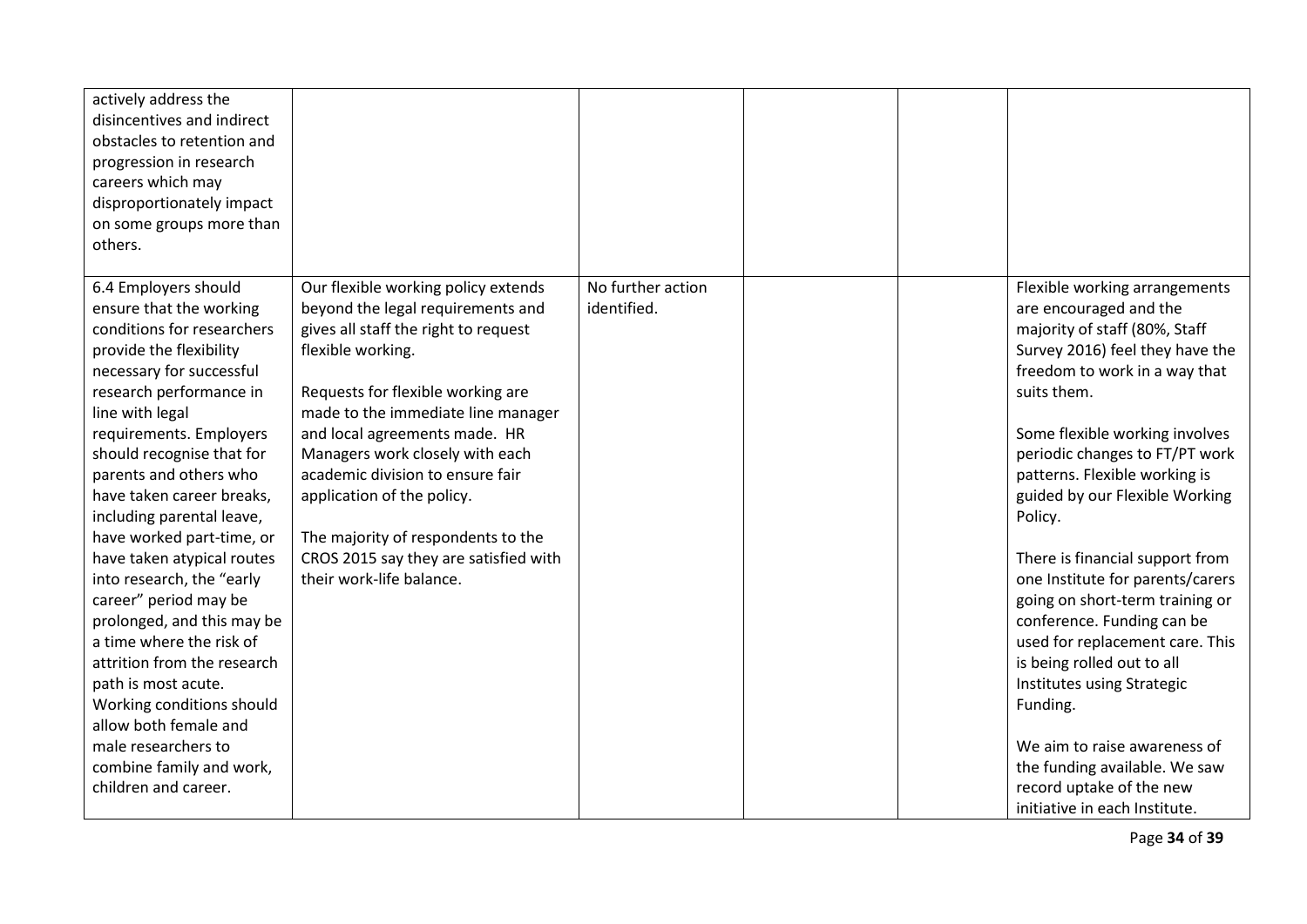| | | | | | |
|---|---|---|---|---|---|
| actively address the disincentives and indirect obstacles to retention and progression in research careers which may disproportionately impact on some groups more than others. | | | | | |
| 6.4 Employers should ensure that the working conditions for researchers provide the flexibility necessary for successful research performance in line with legal requirements. Employers should recognise that for parents and others who have taken career breaks, including parental leave, have worked part-time, or have taken atypical routes into research, the "early career" period may be prolonged, and this may be a time where the risk of attrition from the research path is most acute. Working conditions should allow both female and male researchers to combine family and work, children and career. | Our flexible working policy extends beyond the legal requirements and gives all staff the right to request flexible working.<br><br>Requests for flexible working are made to the immediate line manager and local agreements made. HR Managers work closely with each academic division to ensure fair application of the policy.<br><br>The majority of respondents to the CROS 2015 say they are satisfied with their work-life balance. | No further action identified. | | | Flexible working arrangements are encouraged and the majority of staff (80%, Staff Survey 2016) feel they have the freedom to work in a way that suits them.<br><br>Some flexible working involves periodic changes to FT/PT work patterns. Flexible working is guided by our Flexible Working Policy.<br><br>There is financial support from one Institute for parents/carers going on short-term training or conference. Funding can be used for replacement care. This is being rolled out to all Institutes using Strategic Funding.<br><br>We aim to raise awareness of the funding available. We saw record uptake of the new initiative in each Institute. |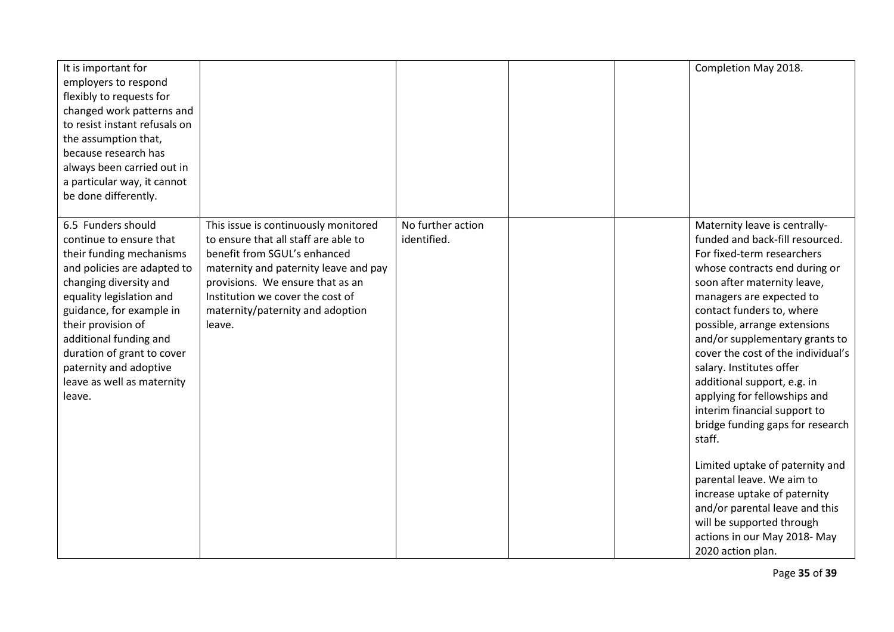| | | | | | |
|---|---|---|---|---|---|
| It is important for employers to respond flexibly to requests for changed work patterns and to resist instant refusals on the assumption that, because research has always been carried out in a particular way, it cannot be done differently. | | | | | Completion May 2018. |
| 6.5 Funders should continue to ensure that their funding mechanisms and policies are adapted to changing diversity and equality legislation and guidance, for example in their provision of additional funding and duration of grant to cover paternity and adoptive leave as well as maternity leave. | This issue is continuously monitored to ensure that all staff are able to benefit from SGUL's enhanced maternity and paternity leave and pay provisions. We ensure that as an Institution we cover the cost of maternity/paternity and adoption leave. | No further action identified. | | | Maternity leave is centrally-funded and back-fill resourced. For fixed-term researchers whose contracts end during or soon after maternity leave, managers are expected to contact funders to, where possible, arrange extensions and/or supplementary grants to cover the cost of the individual's salary. Institutes offer additional support, e.g. in applying for fellowships and interim financial support to bridge funding gaps for research staff.<br><br>Limited uptake of paternity and parental leave. We aim to increase uptake of paternity and/or parental leave and this will be supported through actions in our May 2018- May 2020 action plan. |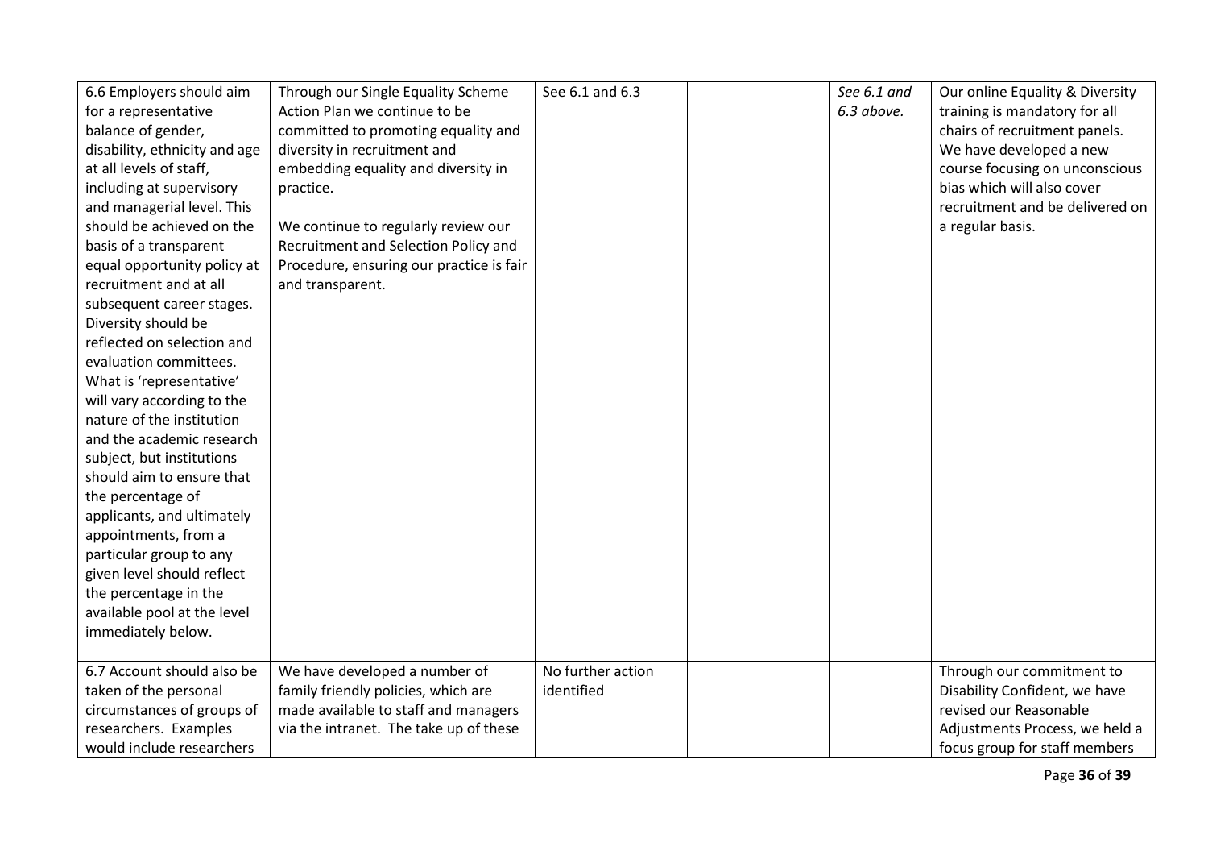| | | | | | |
|---|---|---|---|---|---|
| 6.6 Employers should aim for a representative balance of gender, disability, ethnicity and age at all levels of staff, including at supervisory and managerial level. This should be achieved on the basis of a transparent equal opportunity policy at recruitment and at all subsequent career stages. Diversity should be reflected on selection and evaluation committees. What is 'representative' will vary according to the nature of the institution and the academic research subject, but institutions should aim to ensure that the percentage of applicants, and ultimately appointments, from a particular group to any given level should reflect the percentage in the available pool at the level immediately below. | Through our Single Equality Scheme Action Plan we continue to be committed to promoting equality and diversity in recruitment and embedding equality and diversity in practice.<br><br>We continue to regularly review our Recruitment and Selection Policy and Procedure, ensuring our practice is fair and transparent. | See 6.1 and 6.3 | | *See 6.1 and 6.3 above.* | Our online Equality & Diversity training is mandatory for all chairs of recruitment panels. We have developed a new course focusing on unconscious bias which will also cover recruitment and be delivered on a regular basis. |
| 6.7 Account should also be taken of the personal circumstances of groups of researchers. Examples would include researchers | We have developed a number of family friendly policies, which are made available to staff and managers via the intranet. The take up of these | No further action identified | | | Through our commitment to Disability Confident, we have revised our Reasonable Adjustments Process, we held a focus group for staff members |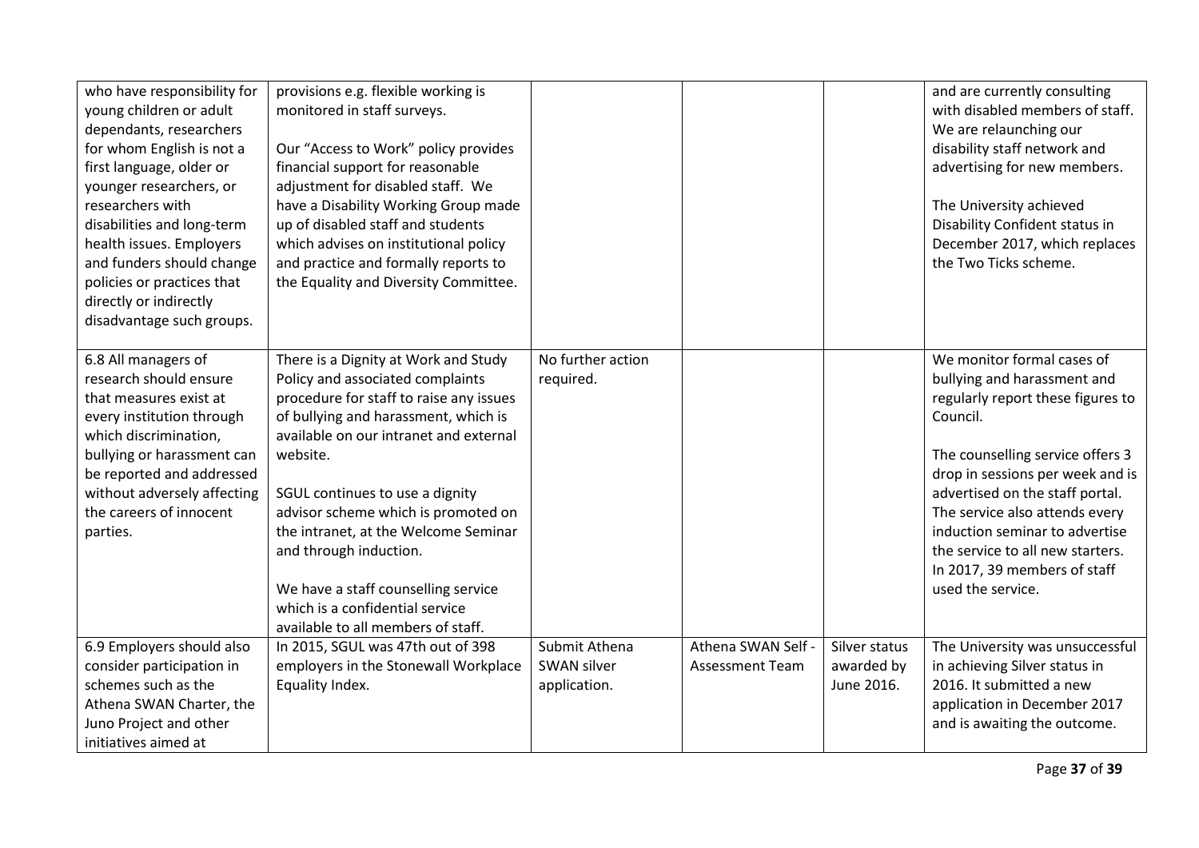| | | | | | |
|---|---|---|---|---|---|
| who have responsibility for young children or adult dependants, researchers for whom English is not a first language, older or younger researchers, or researchers with disabilities and long-term health issues. Employers and funders should change policies or practices that directly or indirectly disadvantage such groups. | provisions e.g. flexible working is monitored in staff surveys.<br><br>Our "Access to Work" policy provides financial support for reasonable adjustment for disabled staff. We have a Disability Working Group made up of disabled staff and students which advises on institutional policy and practice and formally reports to the Equality and Diversity Committee. | | | | and are currently consulting with disabled members of staff. We are relaunching our disability staff network and advertising for new members.<br><br>The University achieved Disability Confident status in December 2017, which replaces the Two Ticks scheme. |
| 6.8 All managers of research should ensure that measures exist at every institution through which discrimination, bullying or harassment can be reported and addressed without adversely affecting the careers of innocent parties. | There is a Dignity at Work and Study Policy and associated complaints procedure for staff to raise any issues of bullying and harassment, which is available on our intranet and external website.<br><br>SGUL continues to use a dignity advisor scheme which is promoted on the intranet, at the Welcome Seminar and through induction.<br><br>We have a staff counselling service which is a confidential service available to all members of staff. | No further action required. | | | We monitor formal cases of bullying and harassment and regularly report these figures to Council.<br><br>The counselling service offers 3 drop in sessions per week and is advertised on the staff portal. The service also attends every induction seminar to advertise the service to all new starters. In 2017, 39 members of staff used the service. |
| 6.9 Employers should also consider participation in schemes such as the Athena SWAN Charter, the Juno Project and other initiatives aimed at | In 2015, SGUL was 47th out of 398 employers in the Stonewall Workplace Equality Index. | Submit Athena SWAN silver application. | Athena SWAN Self - Assessment Team | Silver status awarded by June 2016. | The University was unsuccessful in achieving Silver status in 2016. It submitted a new application in December 2017 and is awaiting the outcome. |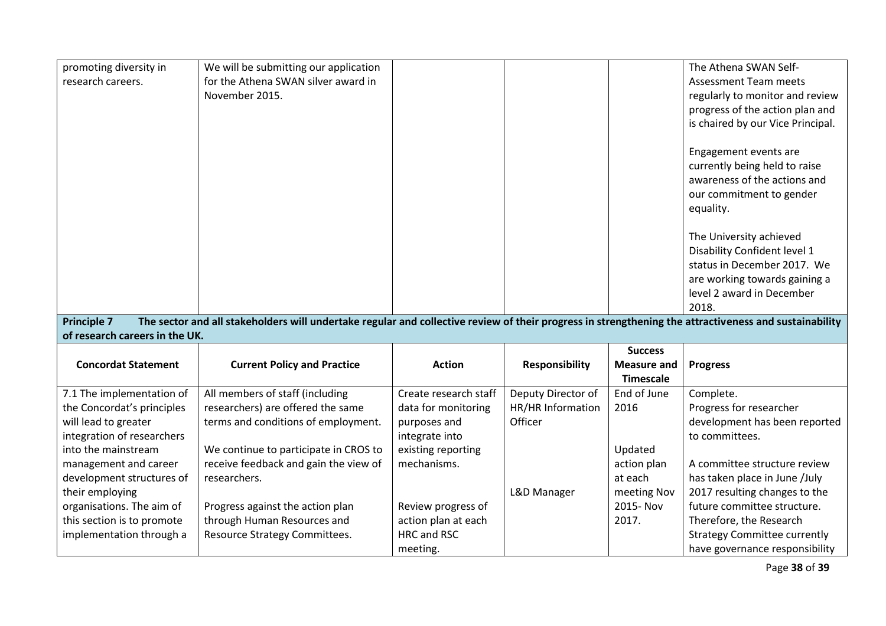| | | | | | |
|---|---|---|---|---|---|
| promoting diversity in research careers. | We will be submitting our application for the Athena SWAN silver award in November 2015. | | | | The Athena SWAN Self-Assessment Team meets regularly to monitor and review progress of the action plan and is chaired by our Vice Principal.<br><br>Engagement events are currently being held to raise awareness of the actions and our commitment to gender equality.<br><br>The University achieved Disability Confident level 1 status in December 2017. We are working towards gaining a level 2 award in December 2018. |

**Principle 7 The sector and all stakeholders will undertake regular and collective review of their progress in strengthening the attractiveness and sustainability of research careers in the UK.**

| Concordat Statement | Current Policy and Practice | Action | Responsibility | Success Measure and Timescale | Progress |
|---|---|---|---|---|---|
| 7.1 The implementation of the Concordat's principles will lead to greater integration of researchers into the mainstream management and career development structures of their employing organisations. The aim of this section is to promote implementation through a | All members of staff (including researchers) are offered the same terms and conditions of employment.<br><br>We continue to participate in CROS to receive feedback and gain the view of researchers.<br><br>Progress against the action plan through Human Resources and Resource Strategy Committees. | Create research staff data for monitoring purposes and integrate into existing reporting mechanisms.<br><br>Review progress of action plan at each HRC and RSC meeting. | Deputy Director of HR/HR Information Officer<br><br>L&D Manager | End of June 2016<br><br>Updated action plan at each meeting Nov 2015- Nov 2017. | Complete.<br>Progress for researcher development has been reported to committees.<br><br>A committee structure review has taken place in June /July 2017 resulting changes to the future committee structure. Therefore, the Research Strategy Committee currently have governance responsibility |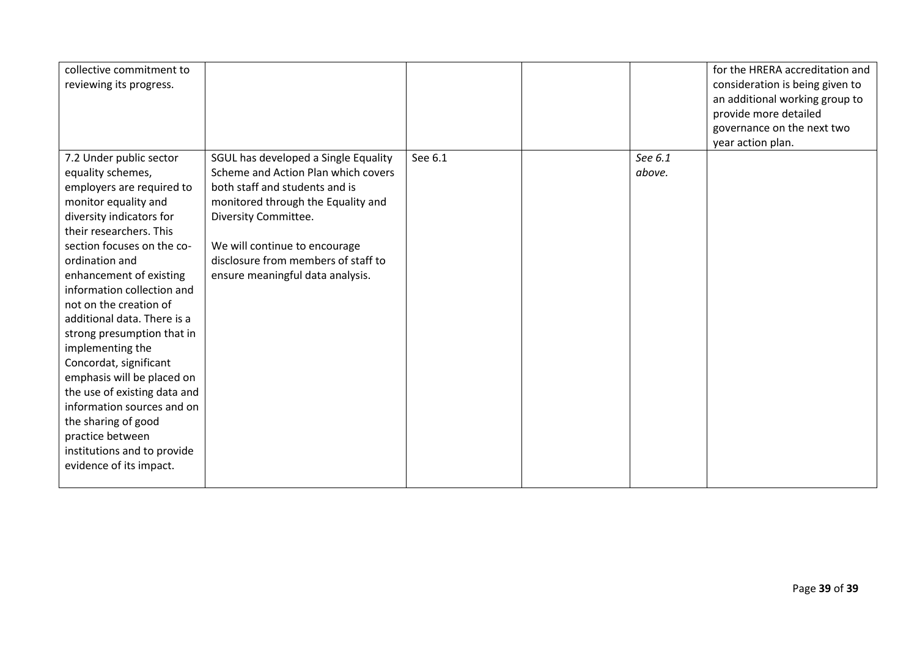| | | | | | |
|---|---|---|---|---|---|
| collective commitment to reviewing its progress. | | | | | for the HRERA accreditation and consideration is being given to an additional working group to provide more detailed governance on the next two year action plan. |
| 7.2 Under public sector equality schemes, employers are required to monitor equality and diversity indicators for their researchers. This section focuses on the co-ordination and enhancement of existing information collection and not on the creation of additional data. There is a strong presumption that in implementing the Concordat, significant emphasis will be placed on the use of existing data and information sources and on the sharing of good practice between institutions and to provide evidence of its impact. | SGUL has developed a Single Equality Scheme and Action Plan which covers both staff and students and is monitored through the Equality and Diversity Committee.<br><br>We will continue to encourage disclosure from members of staff to ensure meaningful data analysis. | See 6.1 | | *See 6.1 above.* | |